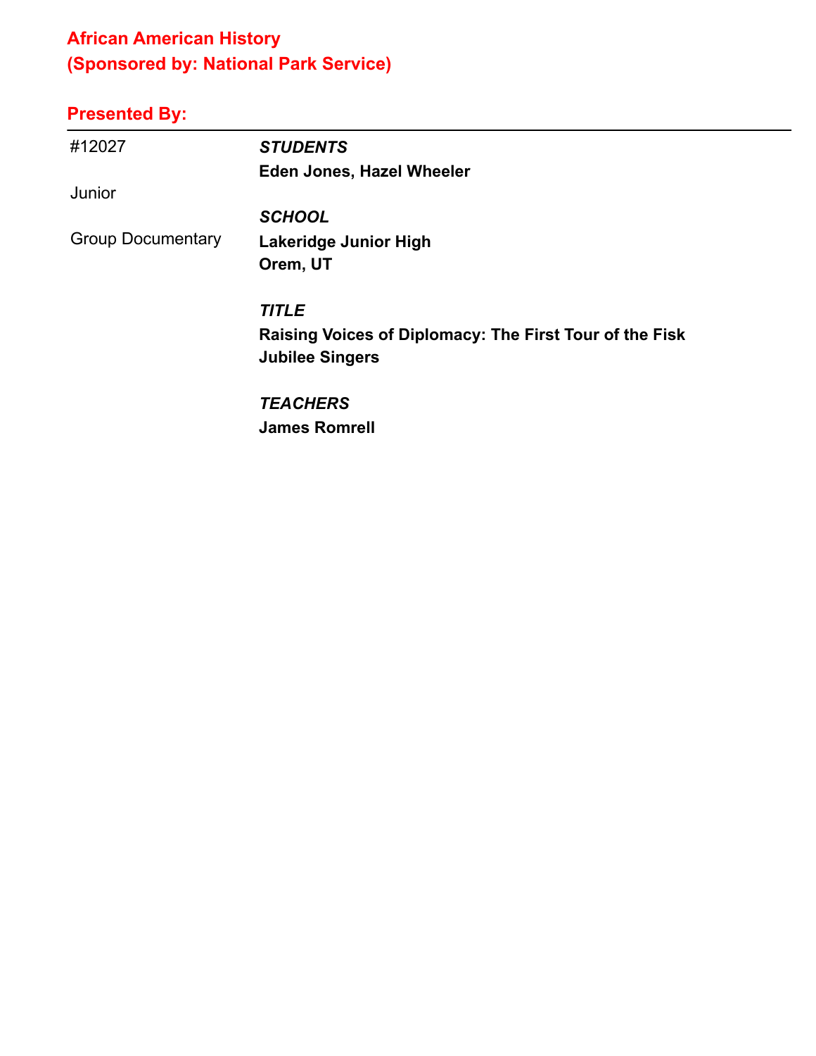## African American History
## (Sponsored by: National Park Service)

### Presented By:

---

| | |
|---|---|
| #12027 | ***STUDENTS*** |
| | **Eden Jones, Hazel Wheeler** |
| Junior | |
| | ***SCHOOL*** |
| Group Documentary | **Lakeridge Junior High** |
| | **Orem, UT** |
| | ***TITLE*** |
| | **Raising Voices of Diplomacy: The First Tour of the Fisk Jubilee Singers** |
| | ***TEACHERS*** |
| | **James Romrell** |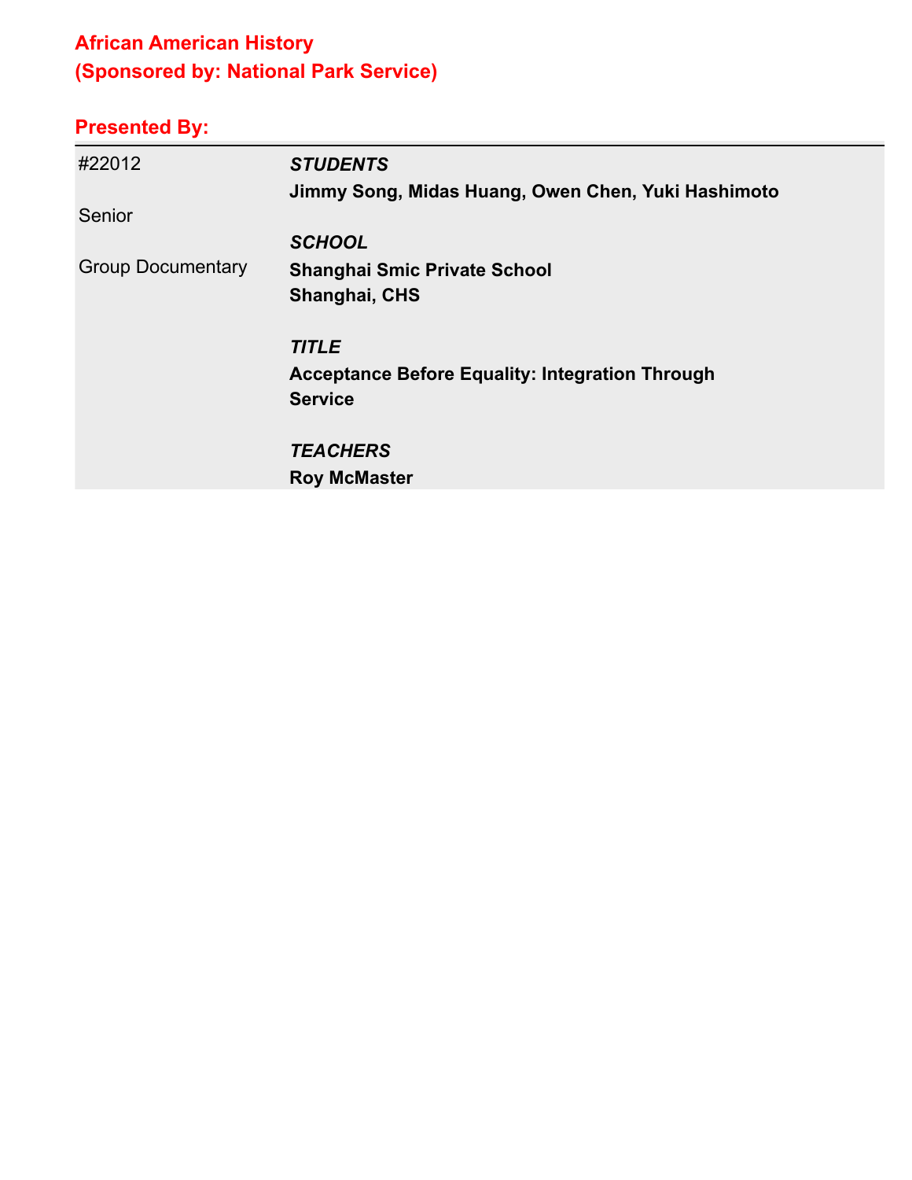## African American History
## (Sponsored by: National Park Service)

### Presented By:

| | |
|---|---|
| #22012 | ***STUDENTS*** |
| | **Jimmy Song, Midas Huang, Owen Chen, Yuki Hashimoto** |
| Senior | |
| | ***SCHOOL*** |
| Group Documentary | **Shanghai Smic Private School** |
| | **Shanghai, CHS** |
| | |
| | ***TITLE*** |
| | **Acceptance Before Equality: Integration Through Service** |
| | |
| | ***TEACHERS*** |
| | **Roy McMaster** |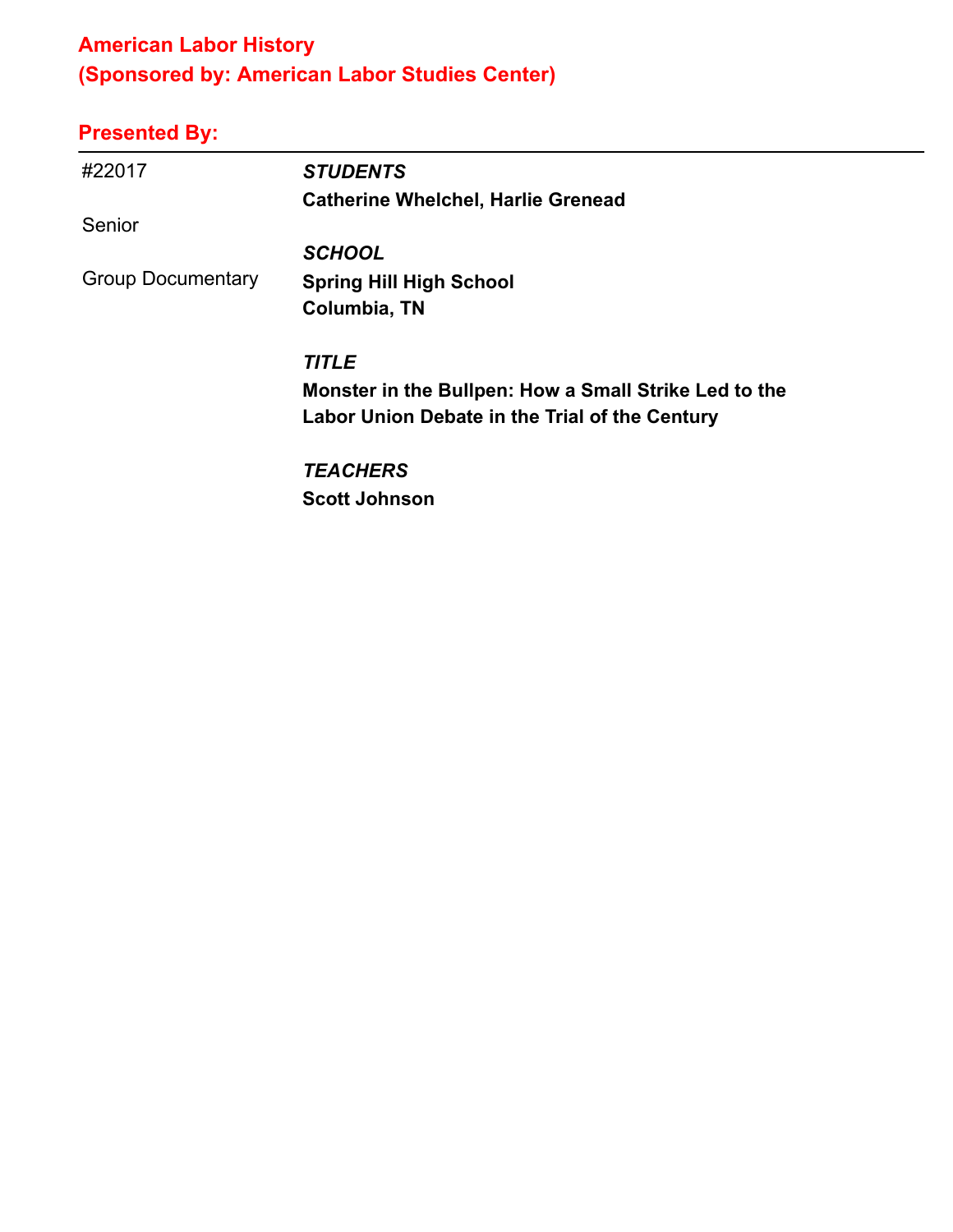## American Labor History
## (Sponsored by: American Labor Studies Center)

### Presented By:

---

#22017

Senior

Group Documentary

***STUDENTS***
**Catherine Whelchel, Harlie Grenead**

***SCHOOL***
**Spring Hill High School**
**Columbia, TN**

***TITLE***
**Monster in the Bullpen: How a Small Strike Led to the Labor Union Debate in the Trial of the Century**

***TEACHERS***
**Scott Johnson**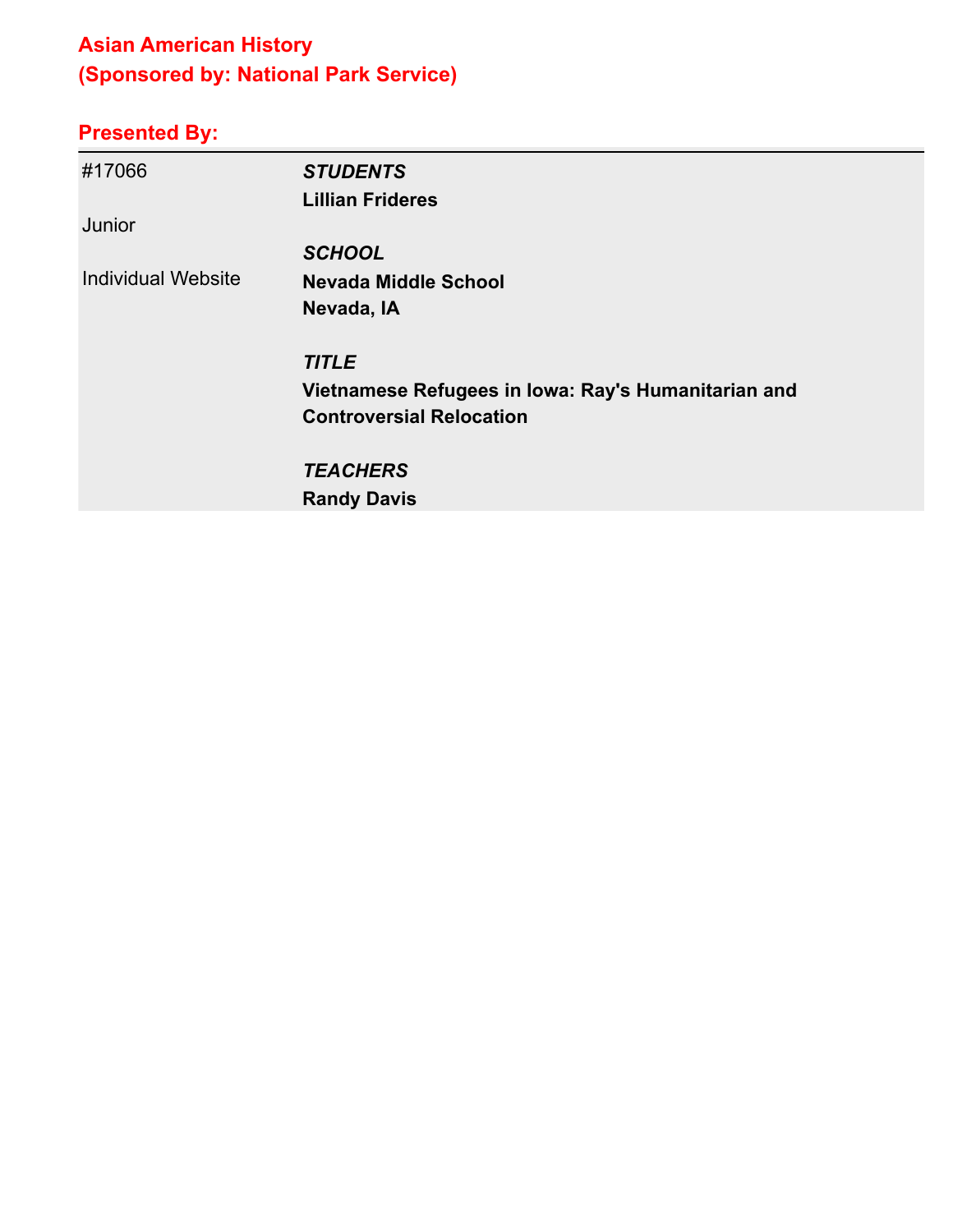## Asian American History
## (Sponsored by: National Park Service)

### Presented By:

| | |
|---|---|
| #17066 | ***STUDENTS*** |
| | **Lillian Frideres** |
| Junior | |
| | ***SCHOOL*** |
| Individual Website | **Nevada Middle School** |
| | **Nevada, IA** |
| | ***TITLE*** |
| | **Vietnamese Refugees in Iowa: Ray's Humanitarian and Controversial Relocation** |
| | ***TEACHERS*** |
| | **Randy Davis** |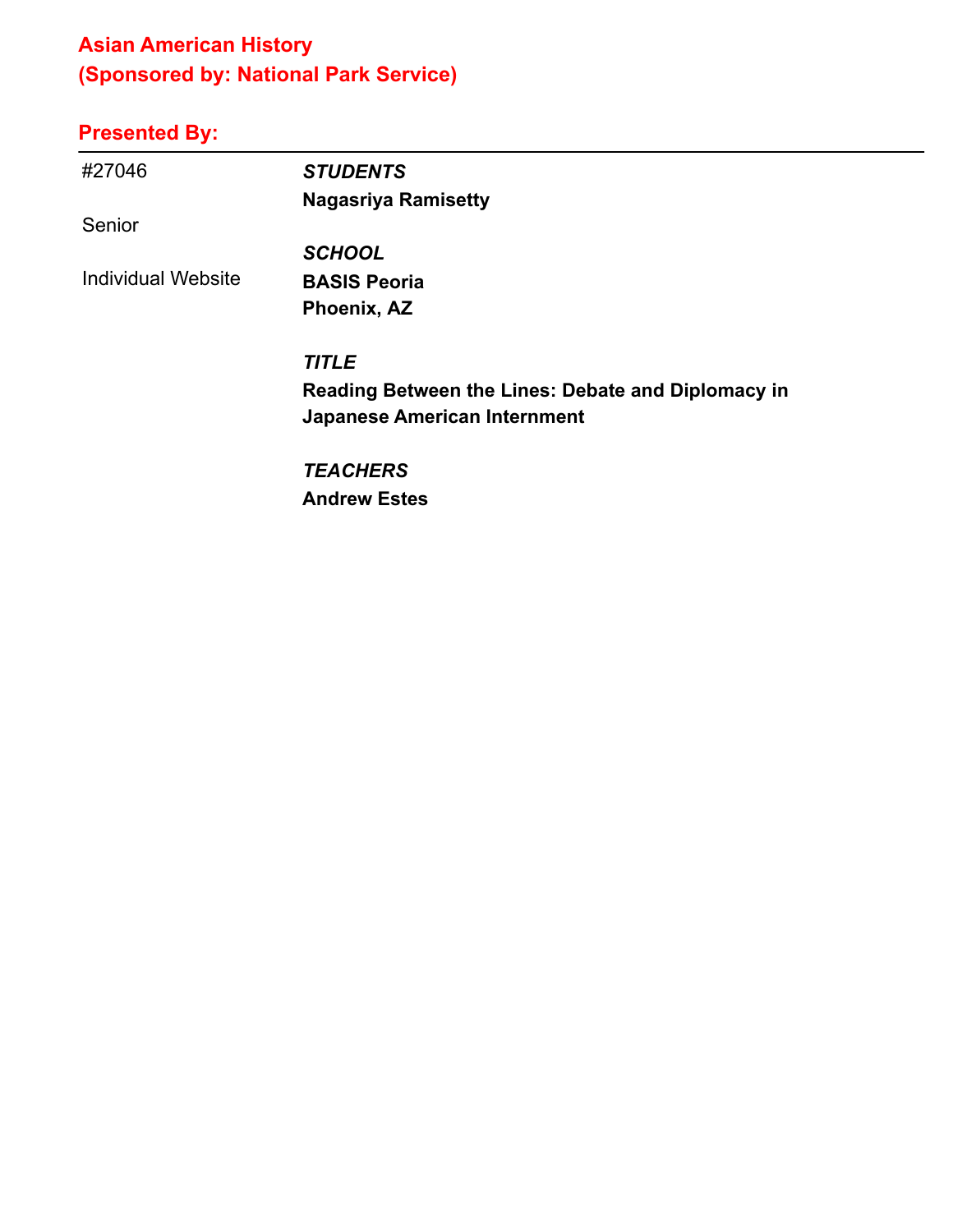## Asian American History
## (Sponsored by: National Park Service)

### Presented By:

| | |
|---|---|
| #27046 | ***STUDENTS*** |
| | **Nagasriya Ramisetty** |
| Senior | |
| | ***SCHOOL*** |
| Individual Website | **BASIS Peoria** |
| | **Phoenix, AZ** |
| | ***TITLE*** |
| | **Reading Between the Lines: Debate and Diplomacy in Japanese American Internment** |
| | ***TEACHERS*** |
| | **Andrew Estes** |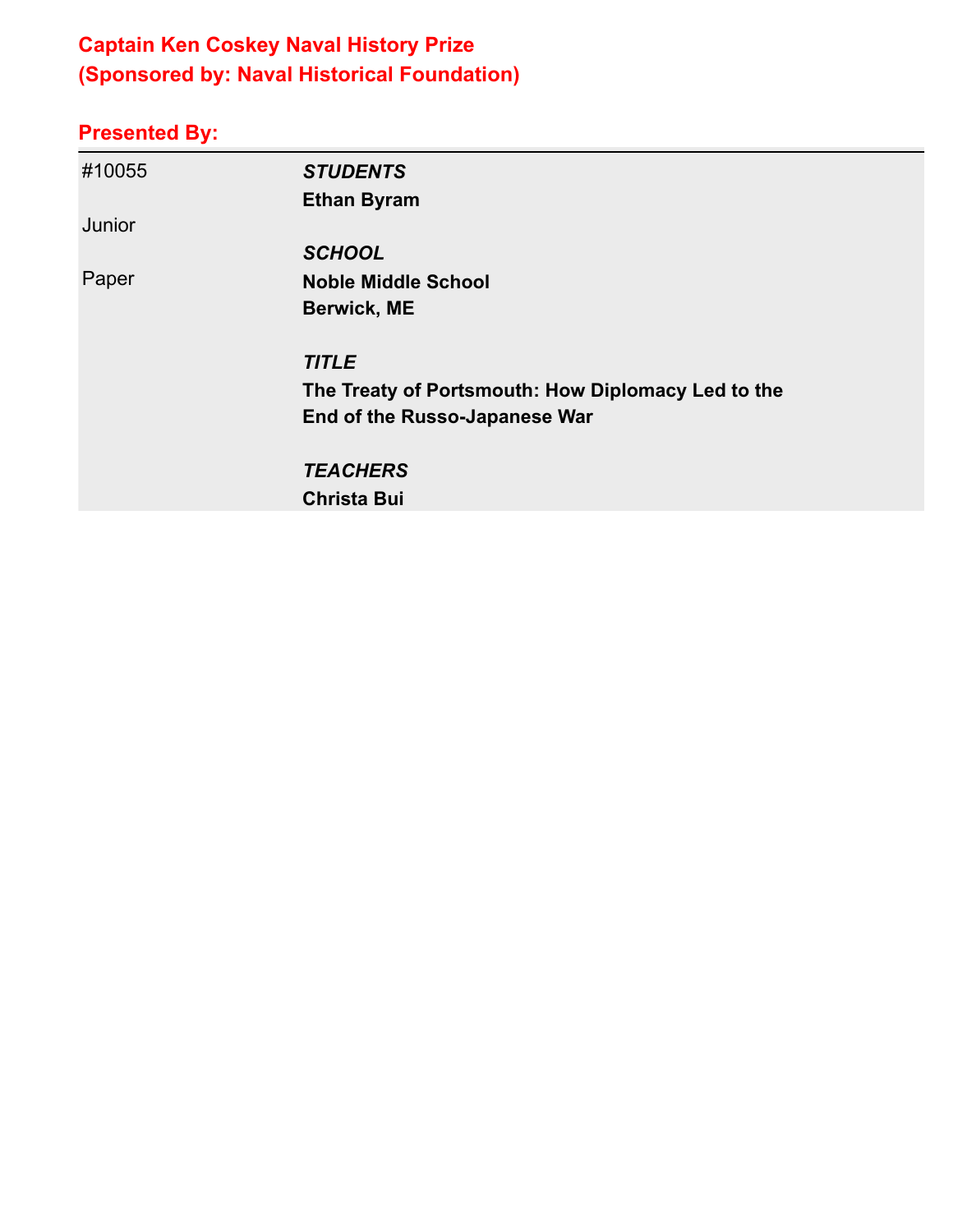## Captain Ken Coskey Naval History Prize
## (Sponsored by: Naval Historical Foundation)

### Presented By:

| | |
|---|---|
| #10055 | ***STUDENTS*** |
| | **Ethan Byram** |
| Junior | |
| | ***SCHOOL*** |
| Paper | **Noble Middle School** |
| | **Berwick, ME** |
| | |
| | ***TITLE*** |
| | **The Treaty of Portsmouth: How Diplomacy Led to the End of the Russo-Japanese War** |
| | |
| | ***TEACHERS*** |
| | **Christa Bui** |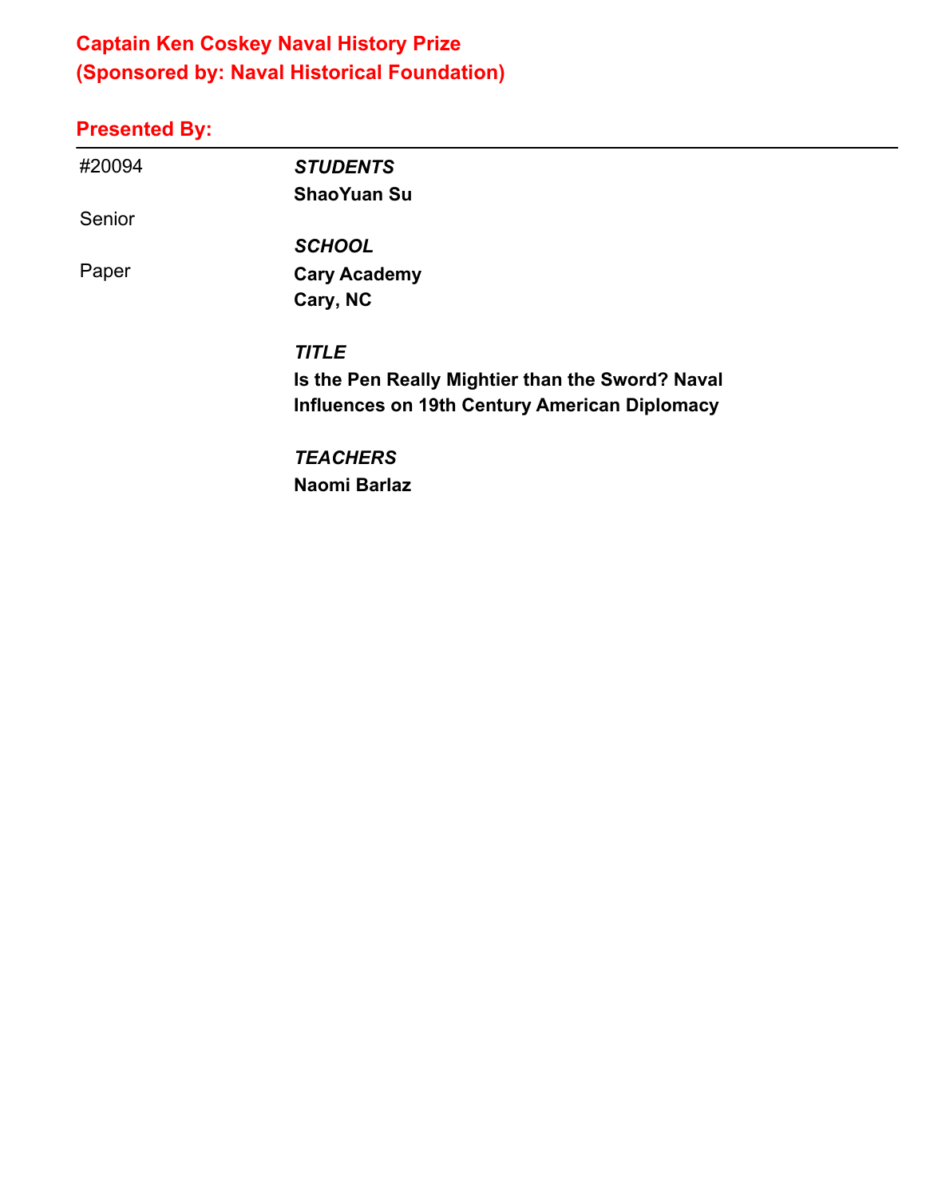## Captain Ken Coskey Naval History Prize
## (Sponsored by: Naval Historical Foundation)

### Presented By:

---

| | |
|---|---|
| #20094 | ***STUDENTS*** |
| | **ShaoYuan Su** |
| Senior | |
| | ***SCHOOL*** |
| Paper | **Cary Academy** |
| | **Cary, NC** |
| | ***TITLE*** |
| | **Is the Pen Really Mightier than the Sword? Naval Influences on 19th Century American Diplomacy** |
| | ***TEACHERS*** |
| | **Naomi Barlaz** |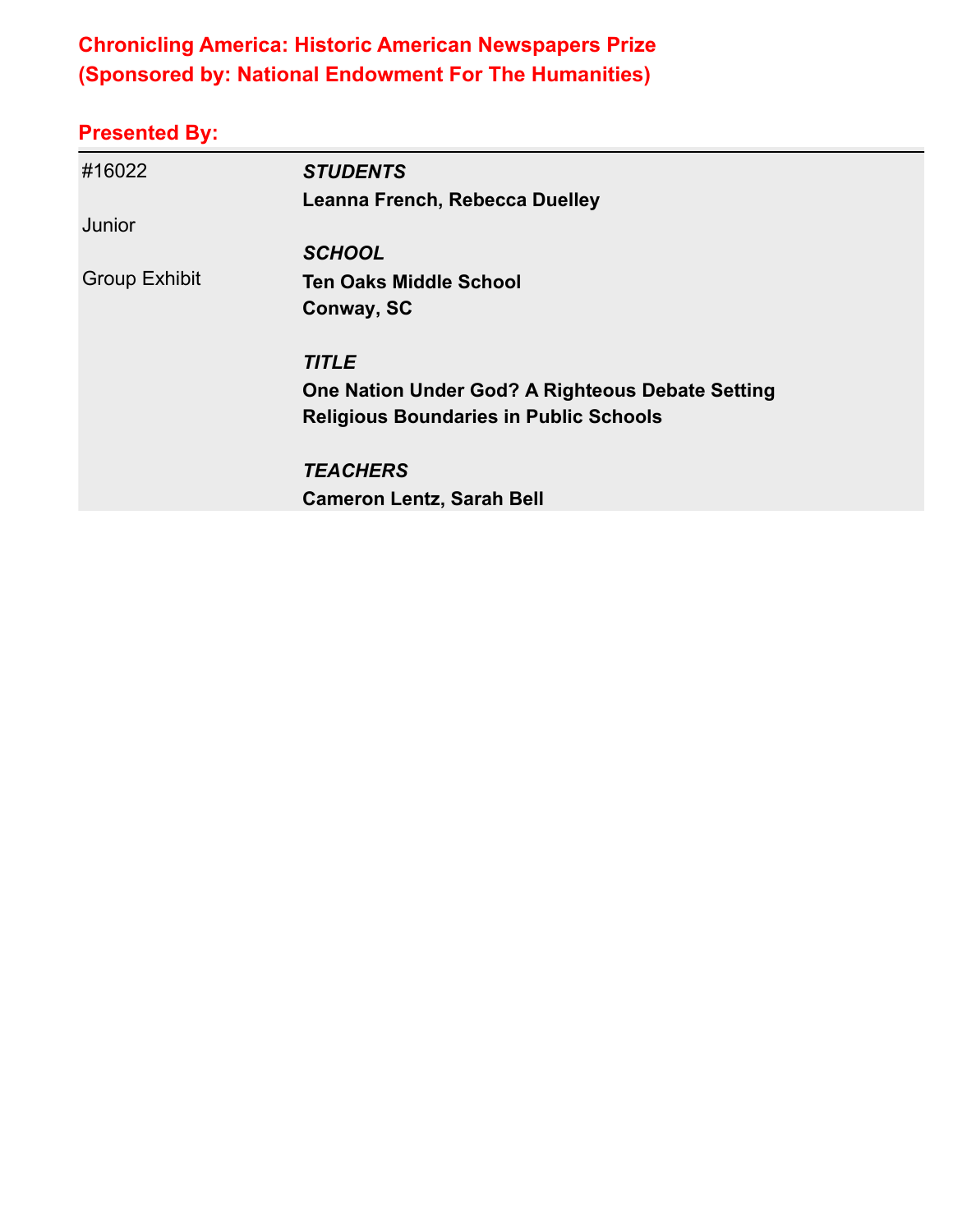## Chronicling America: Historic American Newspapers Prize
## (Sponsored by: National Endowment For The Humanities)

### Presented By:

#16022

Junior

Group Exhibit

***STUDENTS***

**Leanna French, Rebecca Duelley**

***SCHOOL***

**Ten Oaks Middle School**
**Conway, SC**

***TITLE***

**One Nation Under God? A Righteous Debate Setting Religious Boundaries in Public Schools**

***TEACHERS***

**Cameron Lentz, Sarah Bell**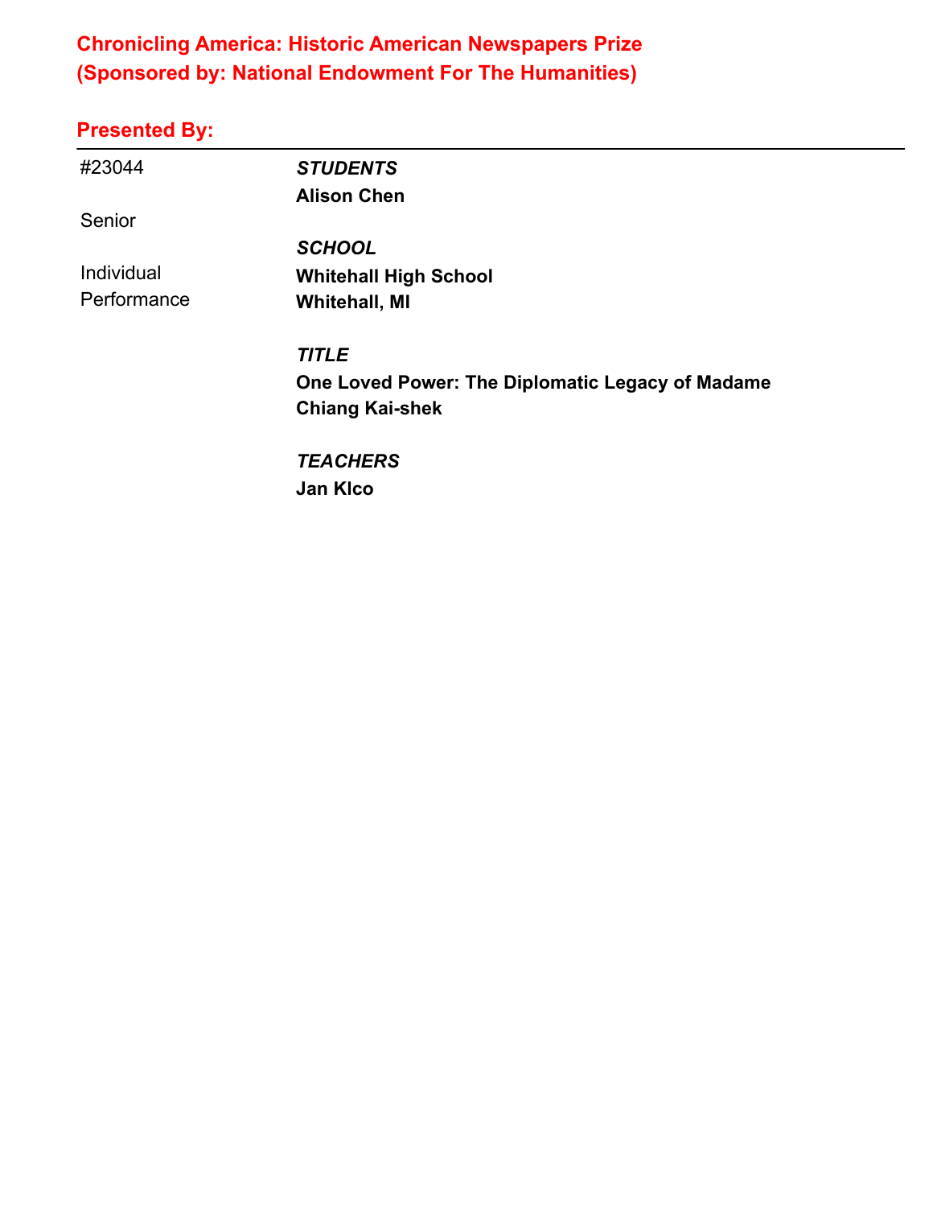## Chronicling America: Historic American Newspapers Prize
## (Sponsored by: National Endowment For The Humanities)

### Presented By:

---

#23044

Senior

Individual Performance

***STUDENTS***

**Alison Chen**

***SCHOOL***

**Whitehall High School**
**Whitehall, MI**

***TITLE***

**One Loved Power: The Diplomatic Legacy of Madame Chiang Kai-shek**

***TEACHERS***

**Jan Klco**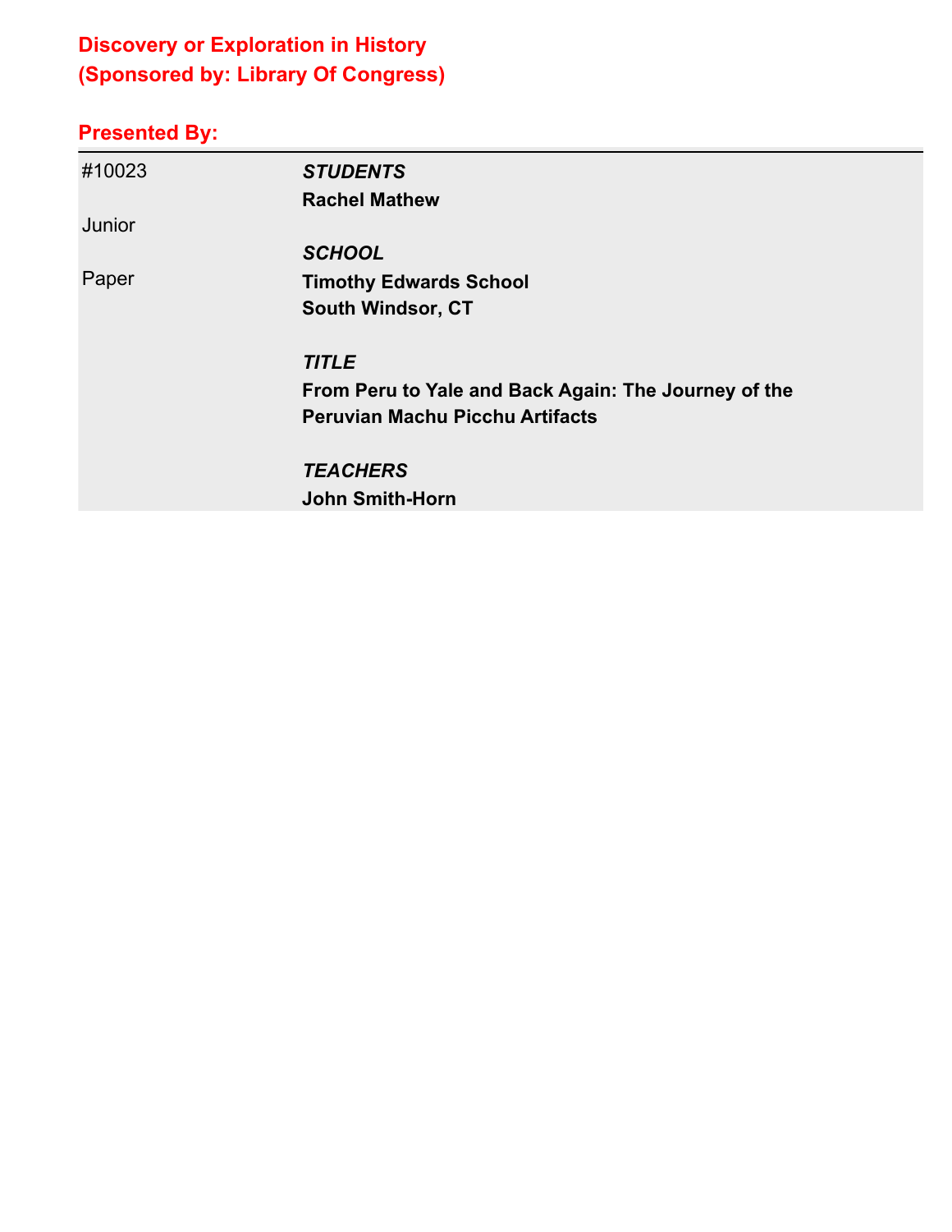## Discovery or Exploration in History
## (Sponsored by: Library Of Congress)

### Presented By:

| | |
|---|---|
| #10023 | ***STUDENTS*** |
| | **Rachel Mathew** |
| Junior | |
| | ***SCHOOL*** |
| Paper | **Timothy Edwards School** |
| | **South Windsor, CT** |
| | |
| | ***TITLE*** |
| | **From Peru to Yale and Back Again: The Journey of the Peruvian Machu Picchu Artifacts** |
| | |
| | ***TEACHERS*** |
| | **John Smith-Horn** |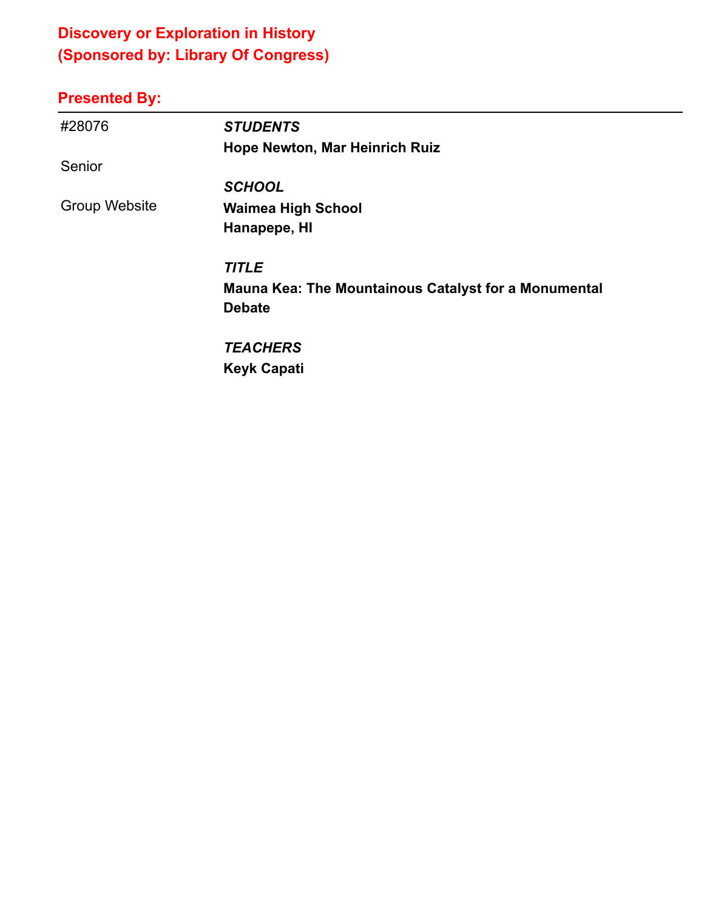## Discovery or Exploration in History
## (Sponsored by: Library Of Congress)

### Presented By:

---

#28076

Senior

Group Website

*STUDENTS*
**Hope Newton, Mar Heinrich Ruiz**

*SCHOOL*
**Waimea High School**
**Hanapepe, HI**

*TITLE*
**Mauna Kea: The Mountainous Catalyst for a Monumental Debate**

*TEACHERS*
**Keyk Capati**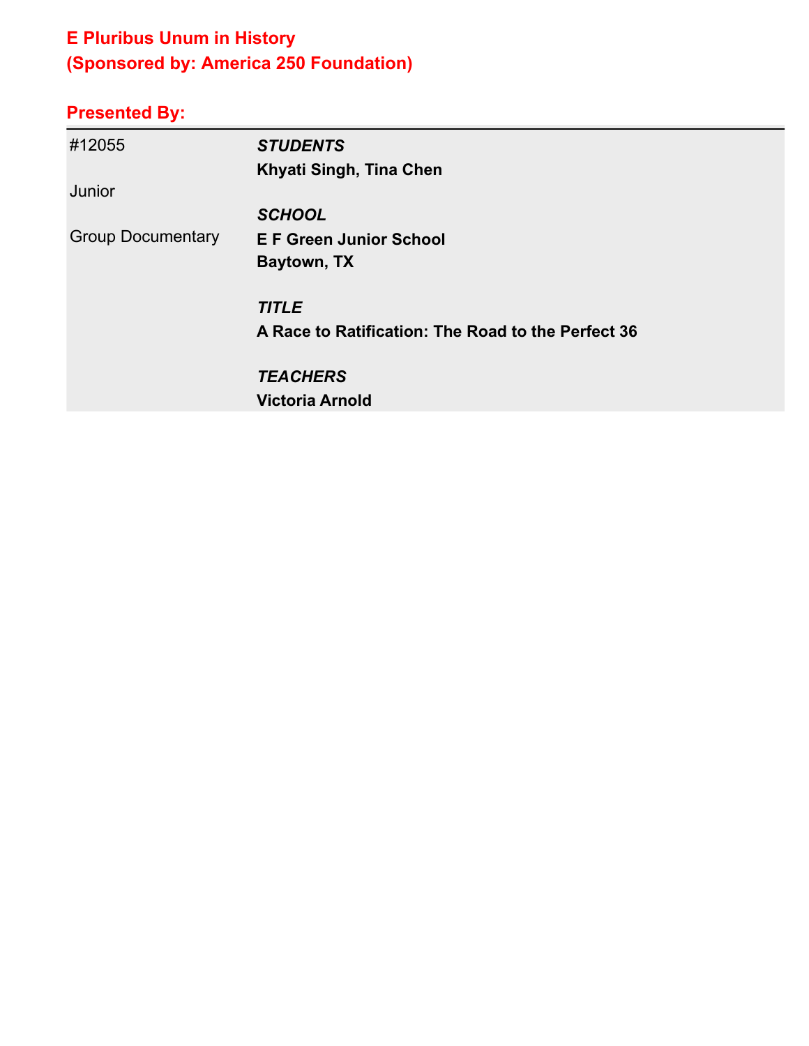## E Pluribus Unum in History
## (Sponsored by: America 250 Foundation)

### Presented By:

| | |
|---|---|
| #12055 | ***STUDENTS*** |
| | **Khyati Singh, Tina Chen** |
| Junior | |
| | ***SCHOOL*** |
| Group Documentary | **E F Green Junior School** |
| | **Baytown, TX** |
| | |
| | ***TITLE*** |
| | **A Race to Ratification: The Road to the Perfect 36** |
| | |
| | ***TEACHERS*** |
| | **Victoria Arnold** |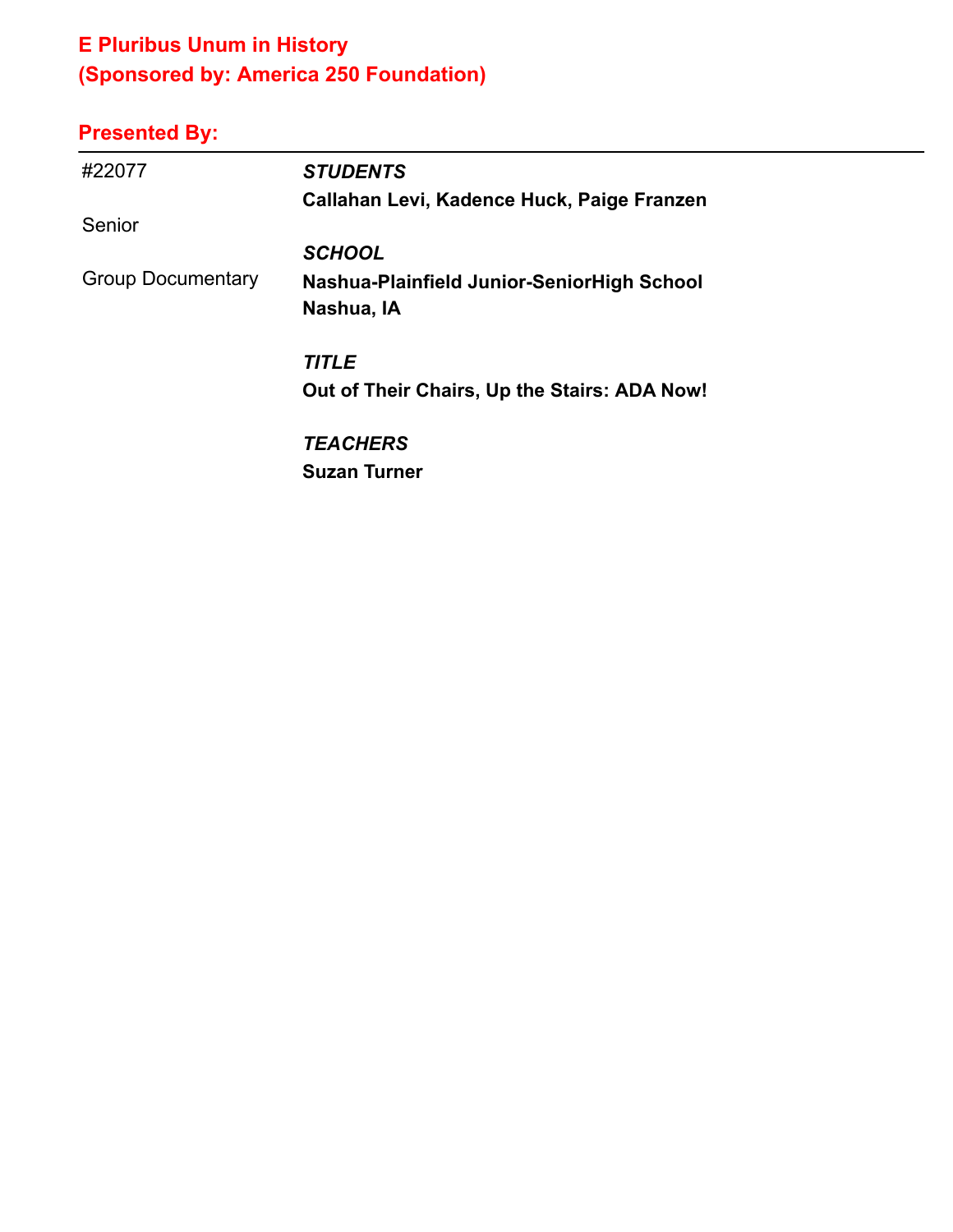## E Pluribus Unum in History
## (Sponsored by: America 250 Foundation)

### Presented By:

---

#22077

Senior

Group Documentary

***STUDENTS***
**Callahan Levi, Kadence Huck, Paige Franzen**

***SCHOOL***
**Nashua-Plainfield Junior-SeniorHigh School**
**Nashua, IA**

***TITLE***
**Out of Their Chairs, Up the Stairs: ADA Now!**

***TEACHERS***
**Suzan Turner**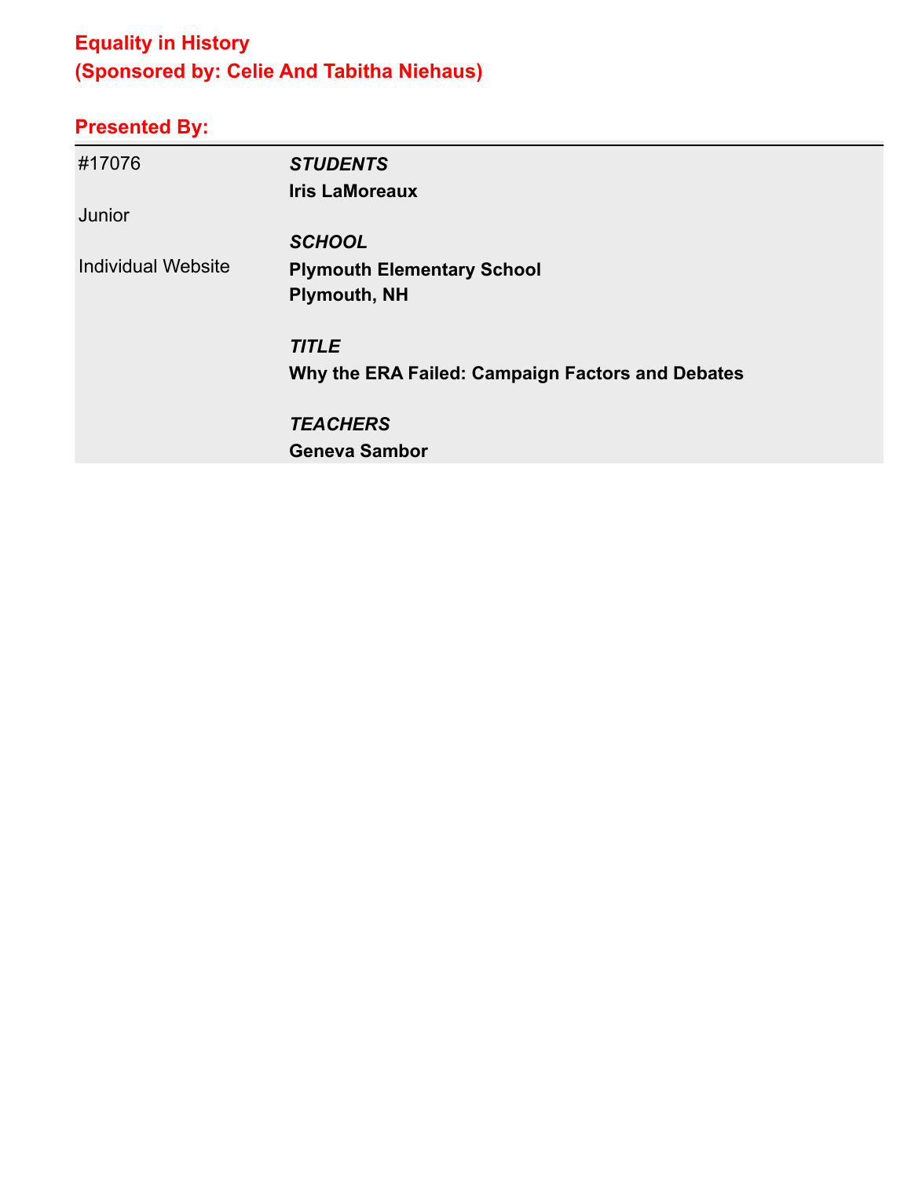## Equality in History
## (Sponsored by: Celie And Tabitha Niehaus)

### Presented By:

| | |
|---|---|
| #17076 | ***STUDENTS*** |
| | **Iris LaMoreaux** |
| Junior | |
| | ***SCHOOL*** |
| Individual Website | **Plymouth Elementary School** |
| | **Plymouth, NH** |
| | |
| | ***TITLE*** |
| | **Why the ERA Failed: Campaign Factors and Debates** |
| | |
| | ***TEACHERS*** |
| | **Geneva Sambor** |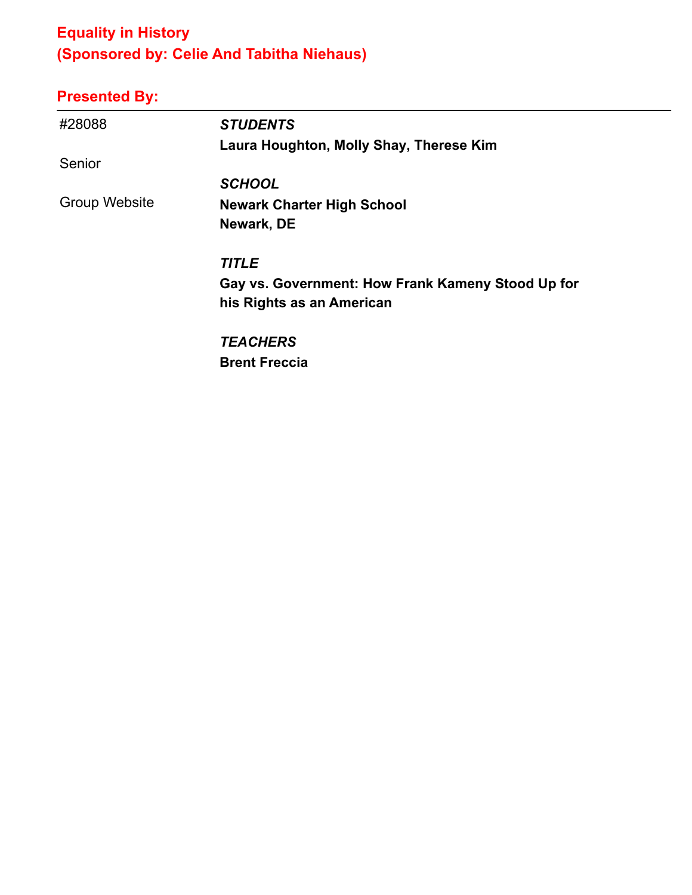## Equality in History
## (Sponsored by: Celie And Tabitha Niehaus)

### Presented By:

---

#28088

Senior

Group Website

***STUDENTS***
**Laura Houghton, Molly Shay, Therese Kim**

***SCHOOL***
**Newark Charter High School**
**Newark, DE**

***TITLE***
**Gay vs. Government: How Frank Kameny Stood Up for his Rights as an American**

***TEACHERS***
**Brent Freccia**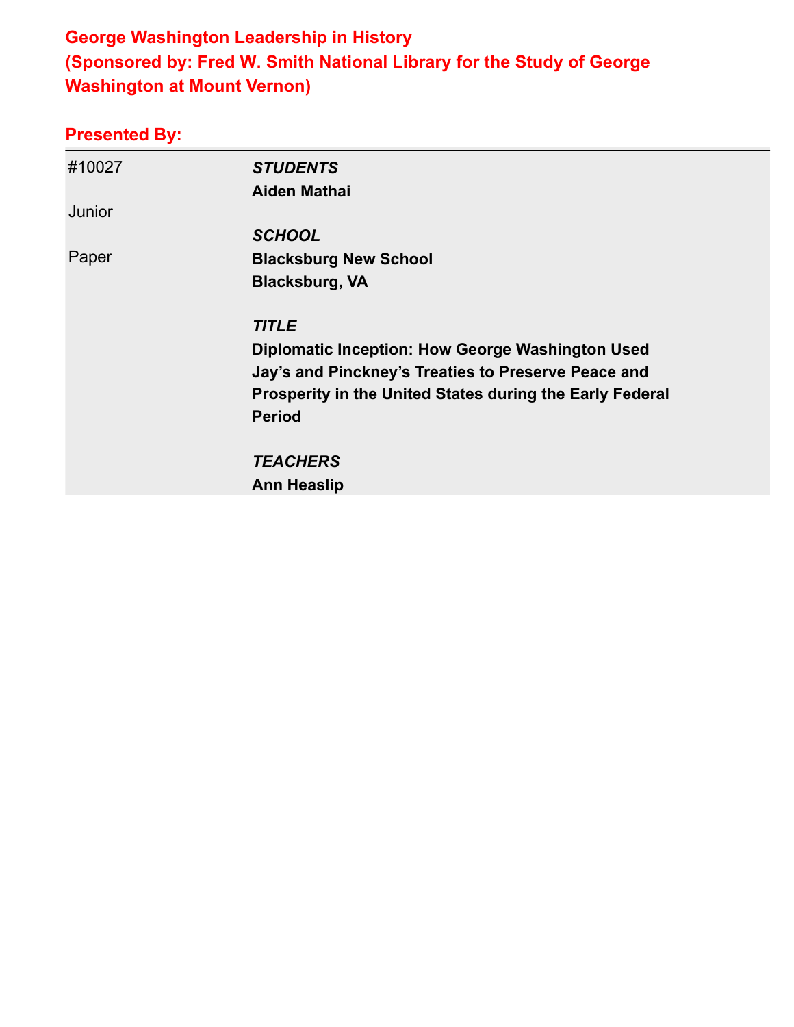## George Washington Leadership in History
## (Sponsored by: Fred W. Smith National Library for the Study of George Washington at Mount Vernon)

### Presented By:

| | |
|---|---|
| #10027 | *STUDENTS* |
| | **Aiden Mathai** |
| Junior | |
| | *SCHOOL* |
| Paper | **Blacksburg New School** |
| | **Blacksburg, VA** |
| | *TITLE* |
| | **Diplomatic Inception: How George Washington Used Jay's and Pinckney's Treaties to Preserve Peace and Prosperity in the United States during the Early Federal Period** |
| | *TEACHERS* |
| | **Ann Heaslip** |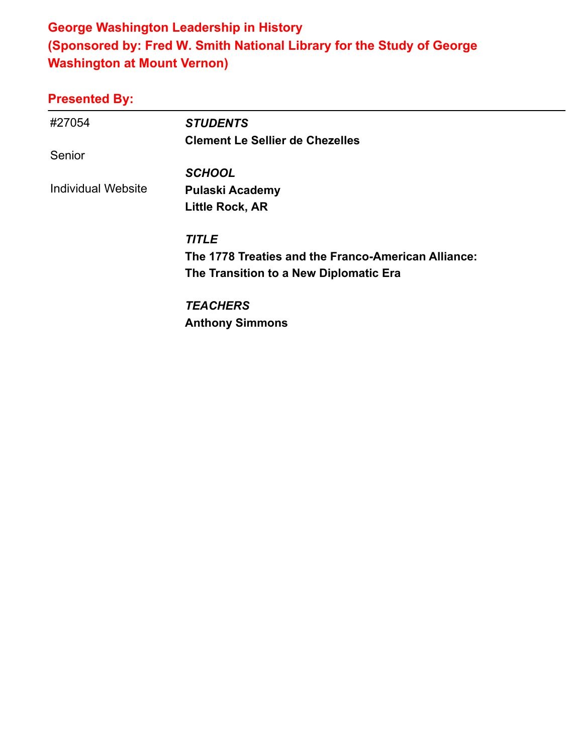# George Washington Leadership in History
# (Sponsored by: Fred W. Smith National Library for the Study of George Washington at Mount Vernon)

## Presented By:

| | |
|---|---|
| #27054 | ***STUDENTS*** |
| | **Clement Le Sellier de Chezelles** |
| Senior | |
| | ***SCHOOL*** |
| Individual Website | **Pulaski Academy** |
| | **Little Rock, AR** |
| | ***TITLE*** |
| | **The 1778 Treaties and the Franco-American Alliance: The Transition to a New Diplomatic Era** |
| | ***TEACHERS*** |
| | **Anthony Simmons** |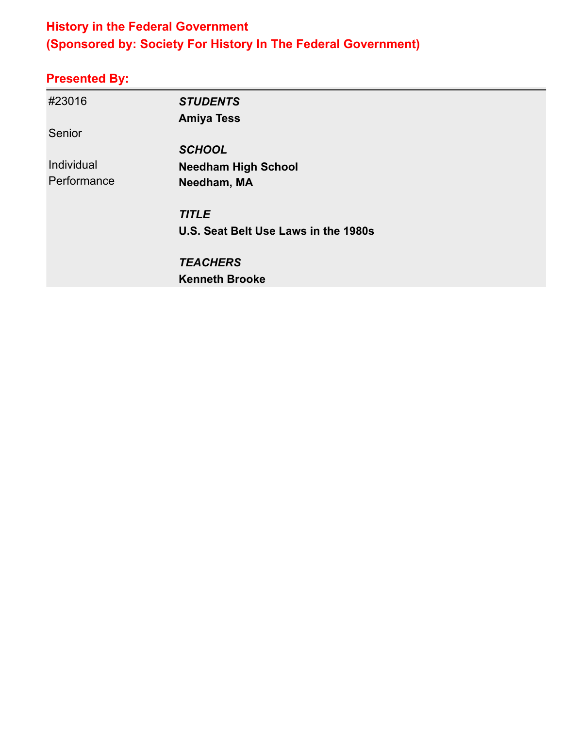## History in the Federal Government
## (Sponsored by: Society For History In The Federal Government)

### Presented By:

| | |
|---|---|
| #23016 | ***STUDENTS*** |
| | **Amiya Tess** |
| Senior | |
| | ***SCHOOL*** |
| Individual Performance | **Needham High School** |
| | **Needham, MA** |
| | ***TITLE*** |
| | **U.S. Seat Belt Use Laws in the 1980s** |
| | ***TEACHERS*** |
| | **Kenneth Brooke** |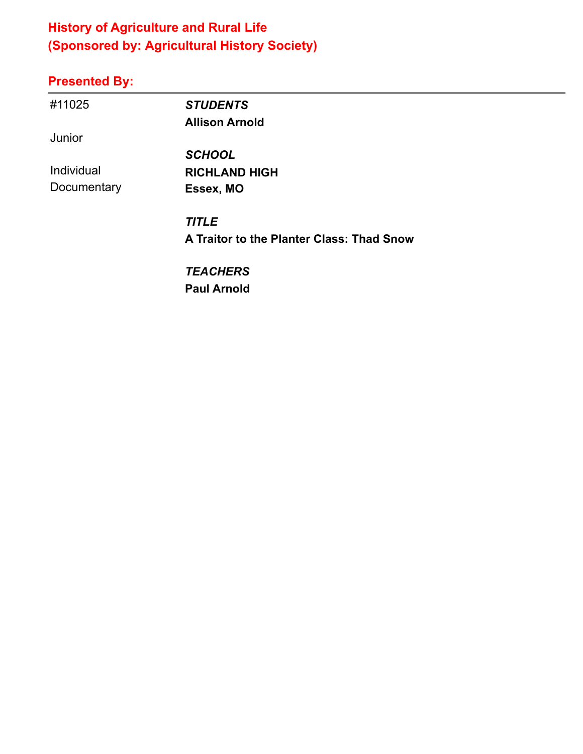## History of Agriculture and Rural Life
## (Sponsored by: Agricultural History Society)

### Presented By:

---

| | |
|---|---|
| #11025 | ***STUDENTS*** |
| | **Allison Arnold** |
| Junior | |
| | ***SCHOOL*** |
| Individual Documentary | **RICHLAND HIGH** |
| | **Essex, MO** |
| | ***TITLE*** |
| | **A Traitor to the Planter Class: Thad Snow** |
| | ***TEACHERS*** |
| | **Paul Arnold** |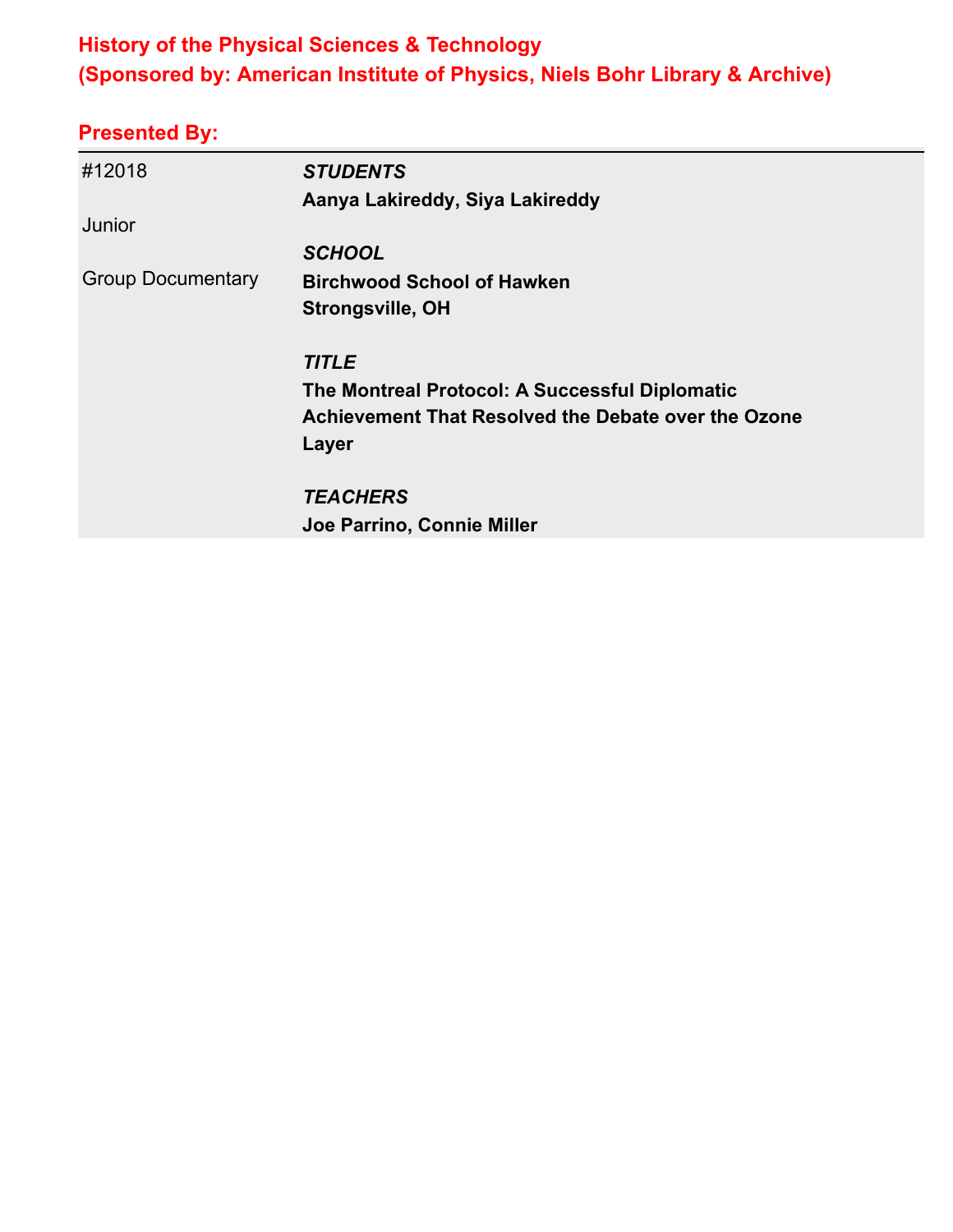## History of the Physical Sciences & Technology
## (Sponsored by: American Institute of Physics, Niels Bohr Library & Archive)

### Presented By:

| | |
|---|---|
| #12018 | ***STUDENTS*** |
| | **Aanya Lakireddy, Siya Lakireddy** |
| Junior | |
| | ***SCHOOL*** |
| Group Documentary | **Birchwood School of Hawken** |
| | **Strongsville, OH** |
| | ***TITLE*** |
| | **The Montreal Protocol: A Successful Diplomatic Achievement That Resolved the Debate over the Ozone Layer** |
| | ***TEACHERS*** |
| | **Joe Parrino, Connie Miller** |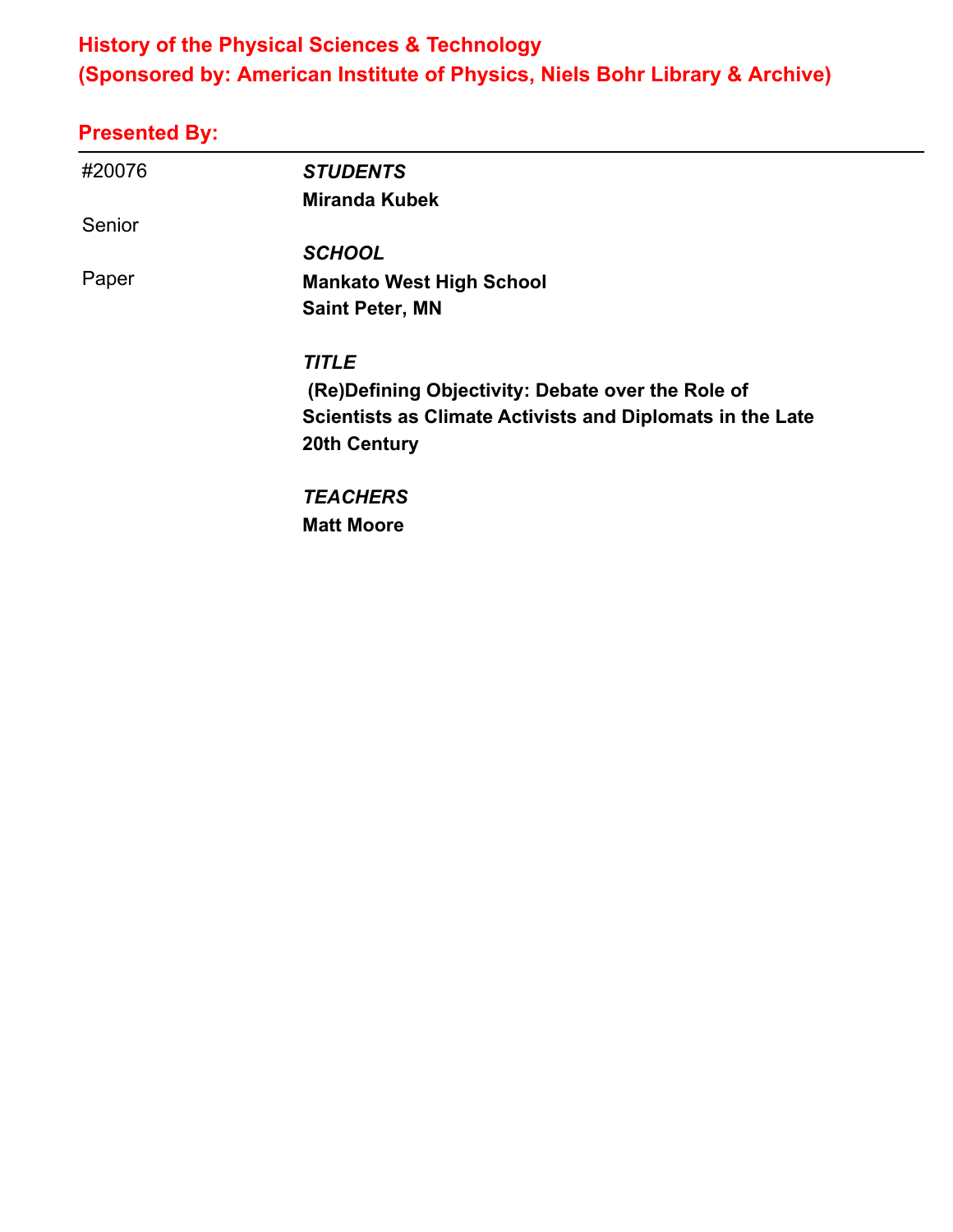**History of the Physical Sciences & Technology**
**(Sponsored by: American Institute of Physics, Niels Bohr Library & Archive)**

**Presented By:**

---

#20076

Senior

Paper

***STUDENTS***
**Miranda Kubek**

***SCHOOL***
**Mankato West High School**
**Saint Peter, MN**

***TITLE***
**(Re)Defining Objectivity: Debate over the Role of Scientists as Climate Activists and Diplomats in the Late 20th Century**

***TEACHERS***
**Matt Moore**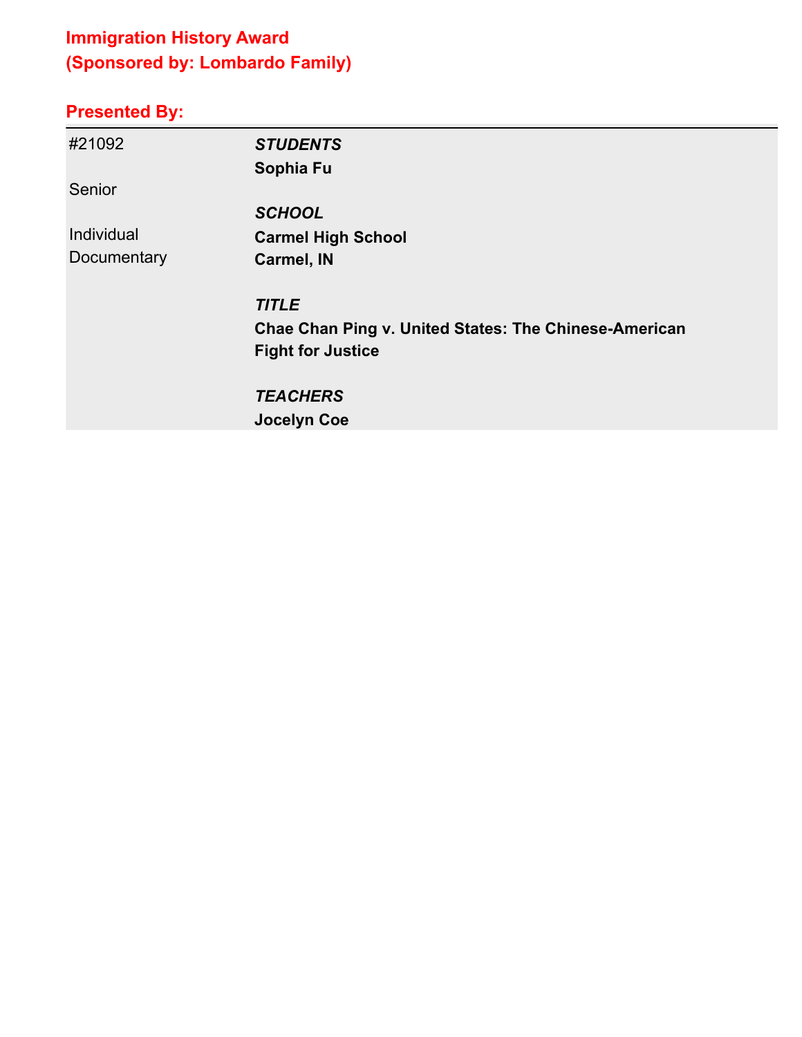## Immigration History Award
## (Sponsored by: Lombardo Family)

### Presented By:

| | |
|---|---|
| #21092 | ***STUDENTS*** |
| | **Sophia Fu** |
| Senior | |
| | ***SCHOOL*** |
| Individual Documentary | **Carmel High School** |
| | **Carmel, IN** |
| | ***TITLE*** |
| | **Chae Chan Ping v. United States: The Chinese-American Fight for Justice** |
| | ***TEACHERS*** |
| | **Jocelyn Coe** |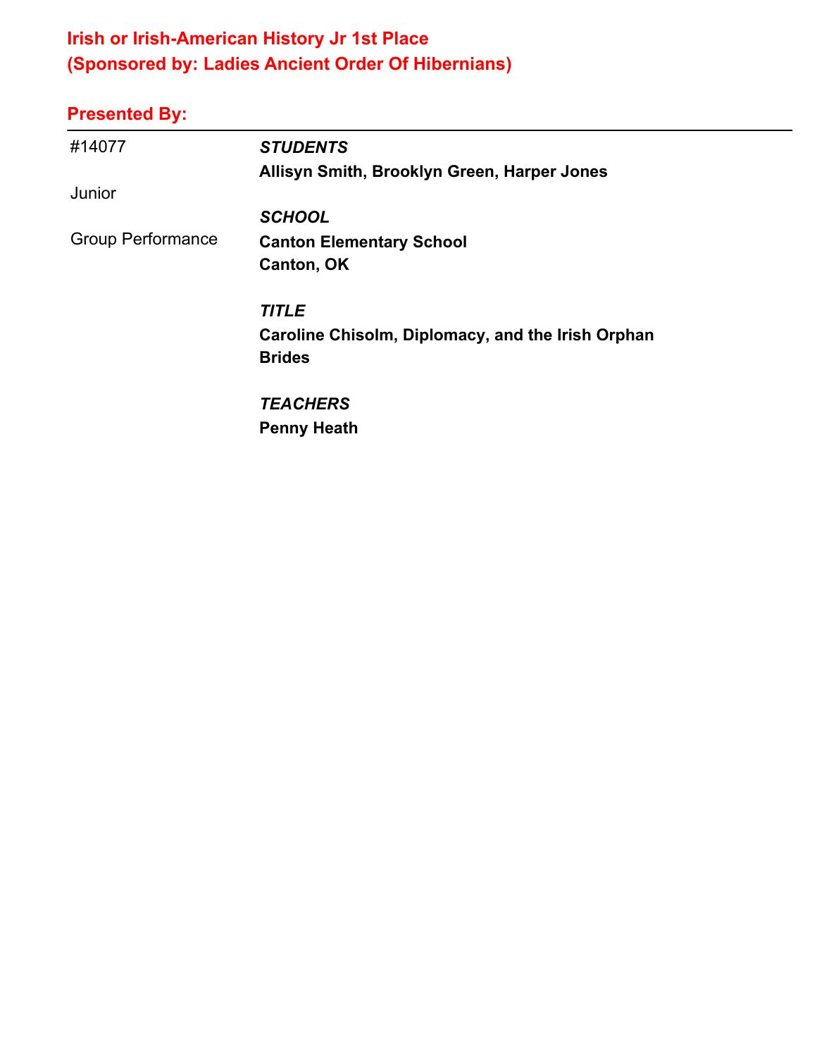## Irish or Irish-American History Jr 1st Place
## (Sponsored by: Ladies Ancient Order Of Hibernians)

**Presented By:**

---

#14077

Junior

Group Performance

***STUDENTS***
**Allisyn Smith, Brooklyn Green, Harper Jones**

***SCHOOL***
**Canton Elementary School**
**Canton, OK**

***TITLE***
**Caroline Chisolm, Diplomacy, and the Irish Orphan Brides**

***TEACHERS***
**Penny Heath**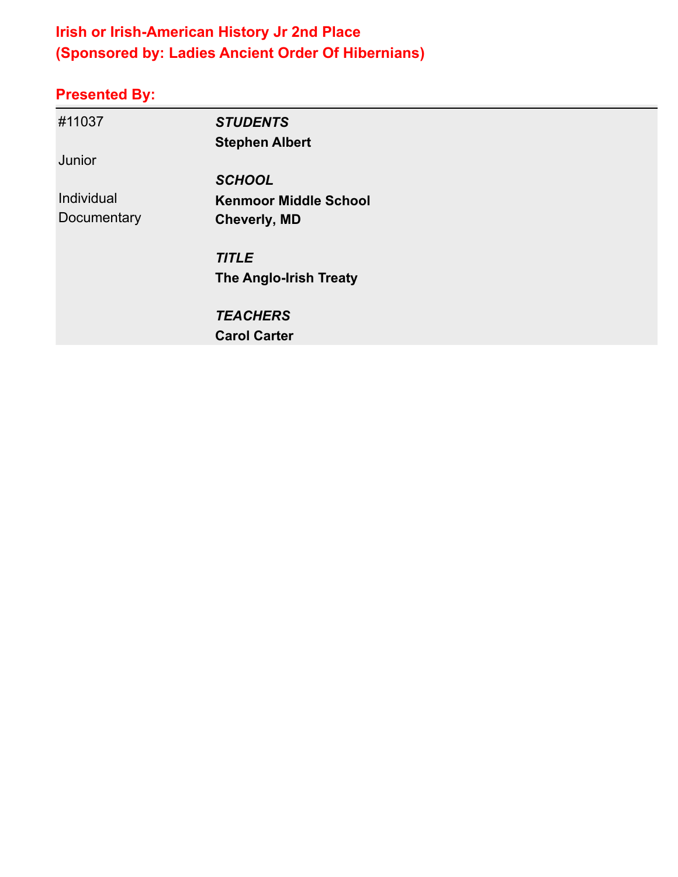**Irish or Irish-American History Jr 2nd Place**
**(Sponsored by: Ladies Ancient Order Of Hibernians)**

**Presented By:**

| | |
|---|---|
| #11037 | ***STUDENTS*** |
| | **Stephen Albert** |
| Junior | |
| | ***SCHOOL*** |
| Individual Documentary | **Kenmoor Middle School** |
| | **Cheverly, MD** |
| | ***TITLE*** |
| | **The Anglo-Irish Treaty** |
| | ***TEACHERS*** |
| | **Carol Carter** |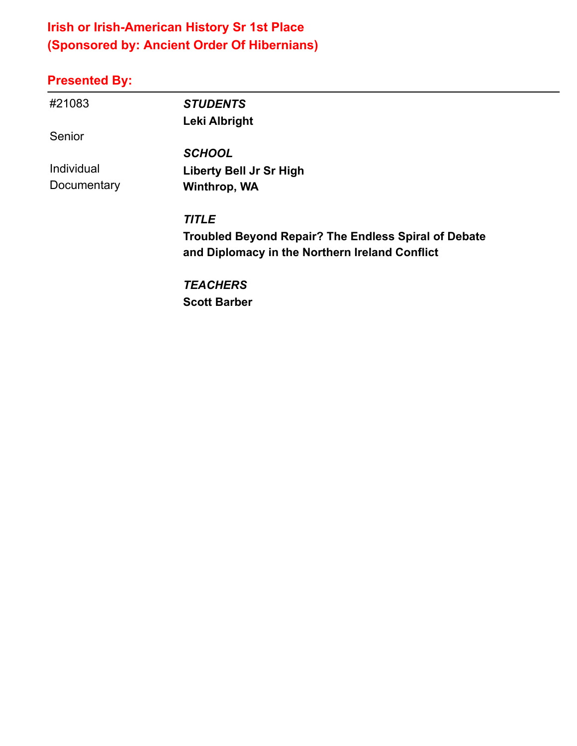## Irish or Irish-American History Sr 1st Place
## (Sponsored by: Ancient Order Of Hibernians)

### Presented By:

---

#21083

Senior

Individual Documentary

***STUDENTS***
**Leki Albright**

***SCHOOL***
**Liberty Bell Jr Sr High**
**Winthrop, WA**

***TITLE***
**Troubled Beyond Repair? The Endless Spiral of Debate and Diplomacy in the Northern Ireland Conflict**

***TEACHERS***
**Scott Barber**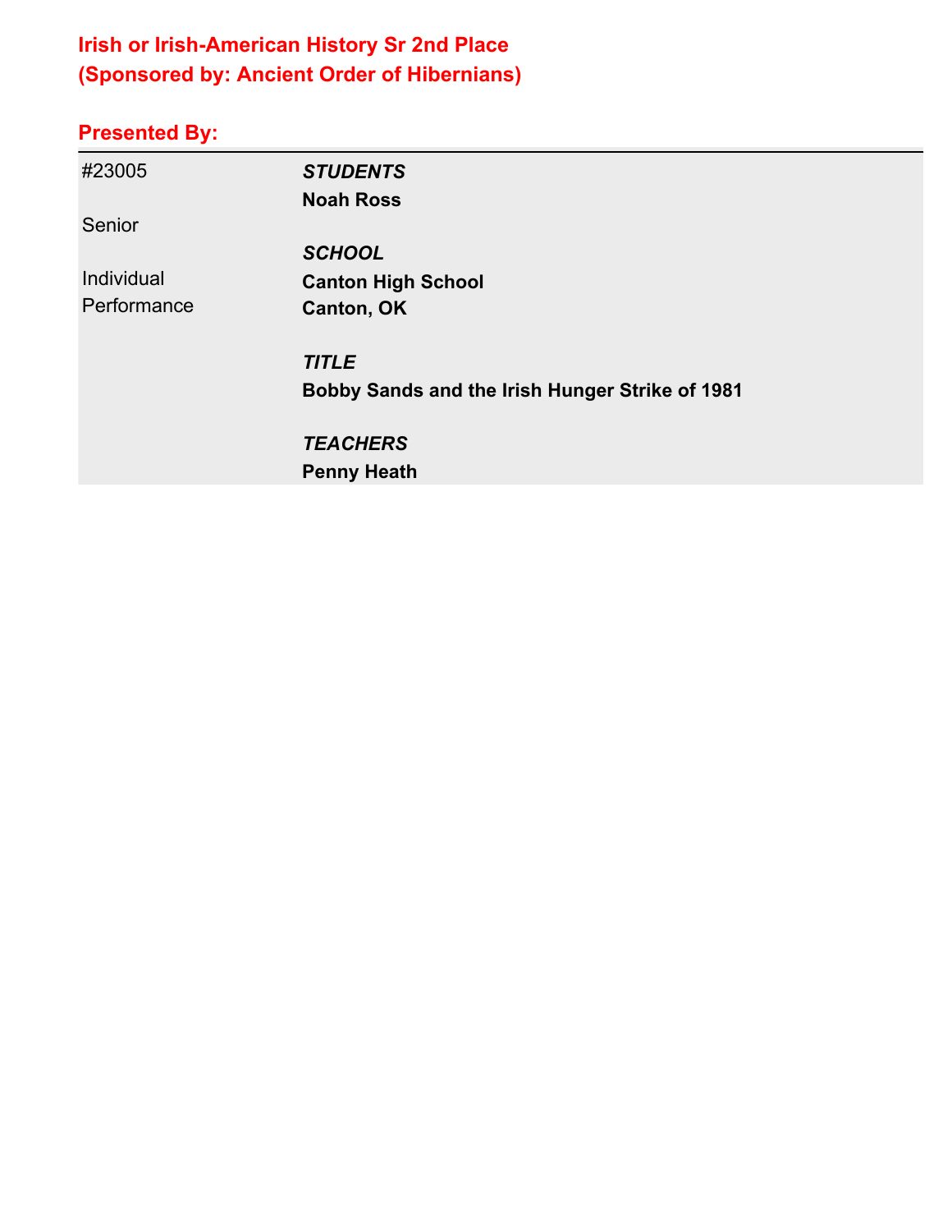## Irish or Irish-American History Sr 2nd Place
## (Sponsored by: Ancient Order of Hibernians)

### Presented By:

| | |
|---|---|
| #23005 | ***STUDENTS*** |
| | **Noah Ross** |
| Senior | |
| | ***SCHOOL*** |
| Individual Performance | **Canton High School** |
| | **Canton, OK** |
| | ***TITLE*** |
| | **Bobby Sands and the Irish Hunger Strike of 1981** |
| | ***TEACHERS*** |
| | **Penny Heath** |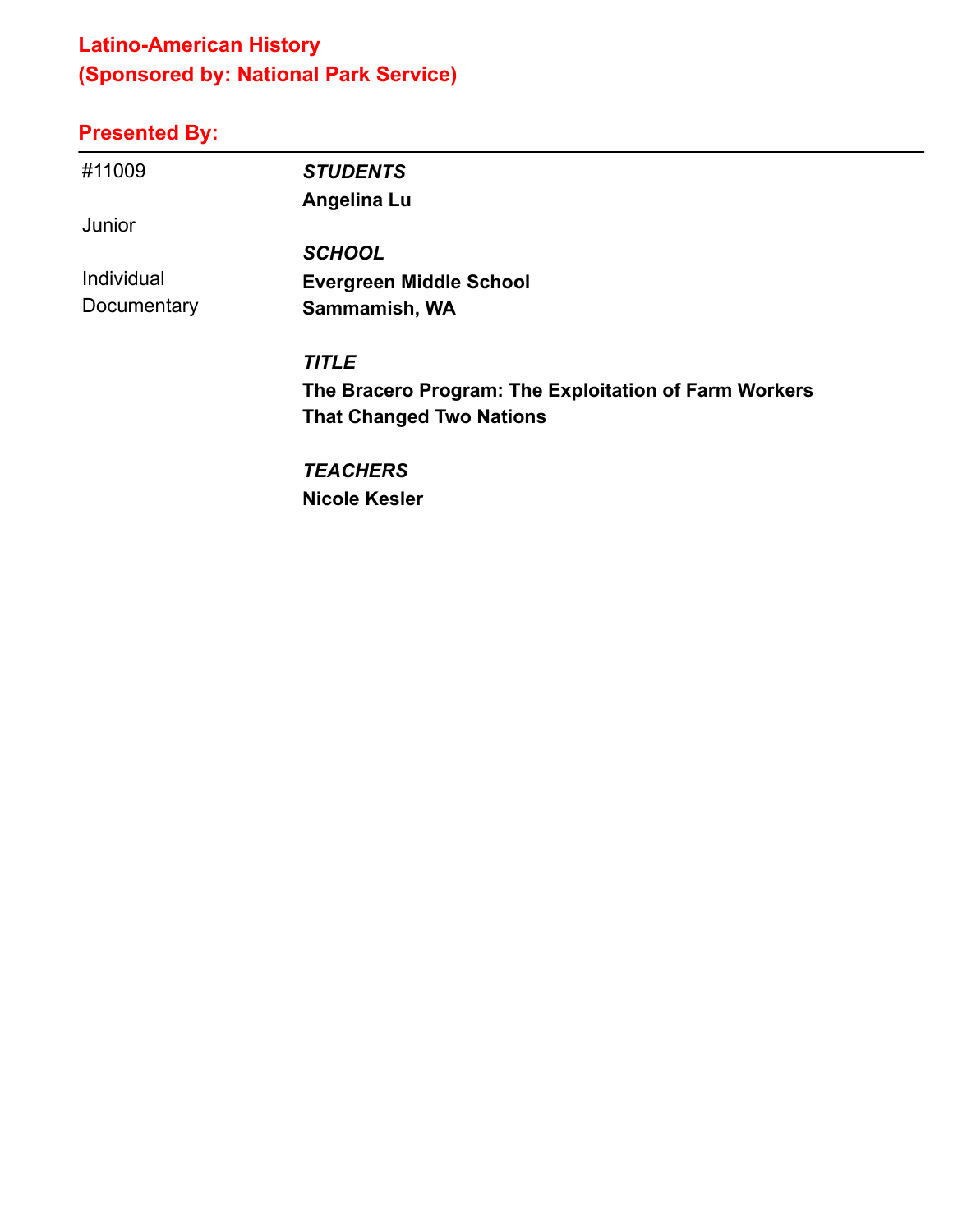## Latino-American History
## (Sponsored by: National Park Service)

### Presented By:

---

| | |
|---|---|
| #11009 | ***STUDENTS*** |
| | **Angelina Lu** |
| Junior | |
| | ***SCHOOL*** |
| Individual Documentary | **Evergreen Middle School** |
| | **Sammamish, WA** |
| | ***TITLE*** |
| | **The Bracero Program: The Exploitation of Farm Workers That Changed Two Nations** |
| | ***TEACHERS*** |
| | **Nicole Kesler** |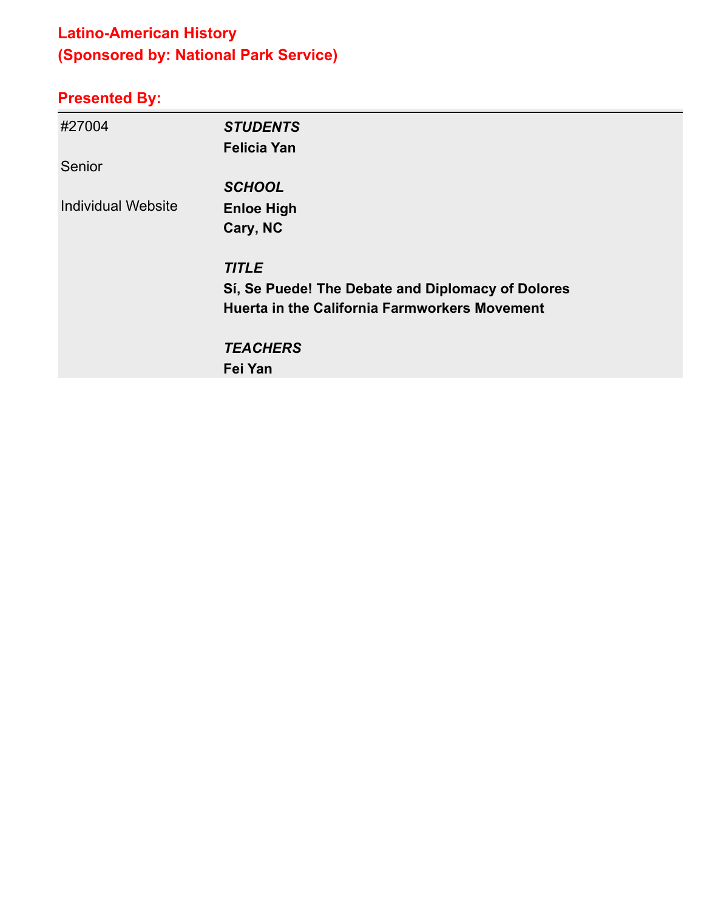## Latino-American History
## (Sponsored by: National Park Service)

### Presented By:

| | |
|---|---|
| #27004 | ***STUDENTS*** |
| | **Felicia Yan** |
| Senior | |
| | ***SCHOOL*** |
| Individual Website | **Enloe High** |
| | **Cary, NC** |
| | ***TITLE*** |
| | **Sí, Se Puede! The Debate and Diplomacy of Dolores Huerta in the California Farmworkers Movement** |
| | ***TEACHERS*** |
| | **Fei Yan** |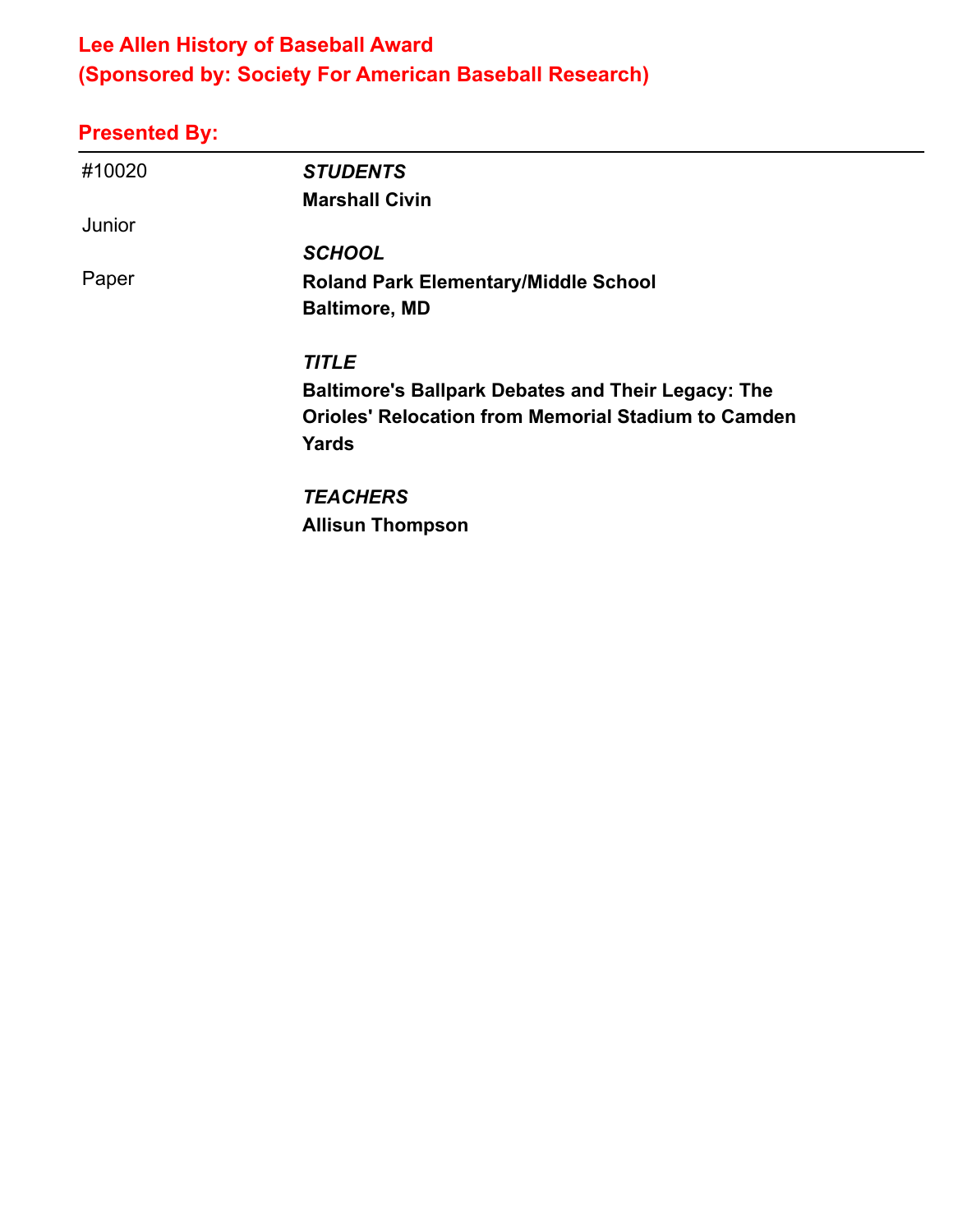## Lee Allen History of Baseball Award
## (Sponsored by: Society For American Baseball Research)

### Presented By:

---

#10020

Junior

Paper

***STUDENTS***
**Marshall Civin**

***SCHOOL***
**Roland Park Elementary/Middle School**
**Baltimore, MD**

***TITLE***
**Baltimore's Ballpark Debates and Their Legacy: The Orioles' Relocation from Memorial Stadium to Camden Yards**

***TEACHERS***
**Allisun Thompson**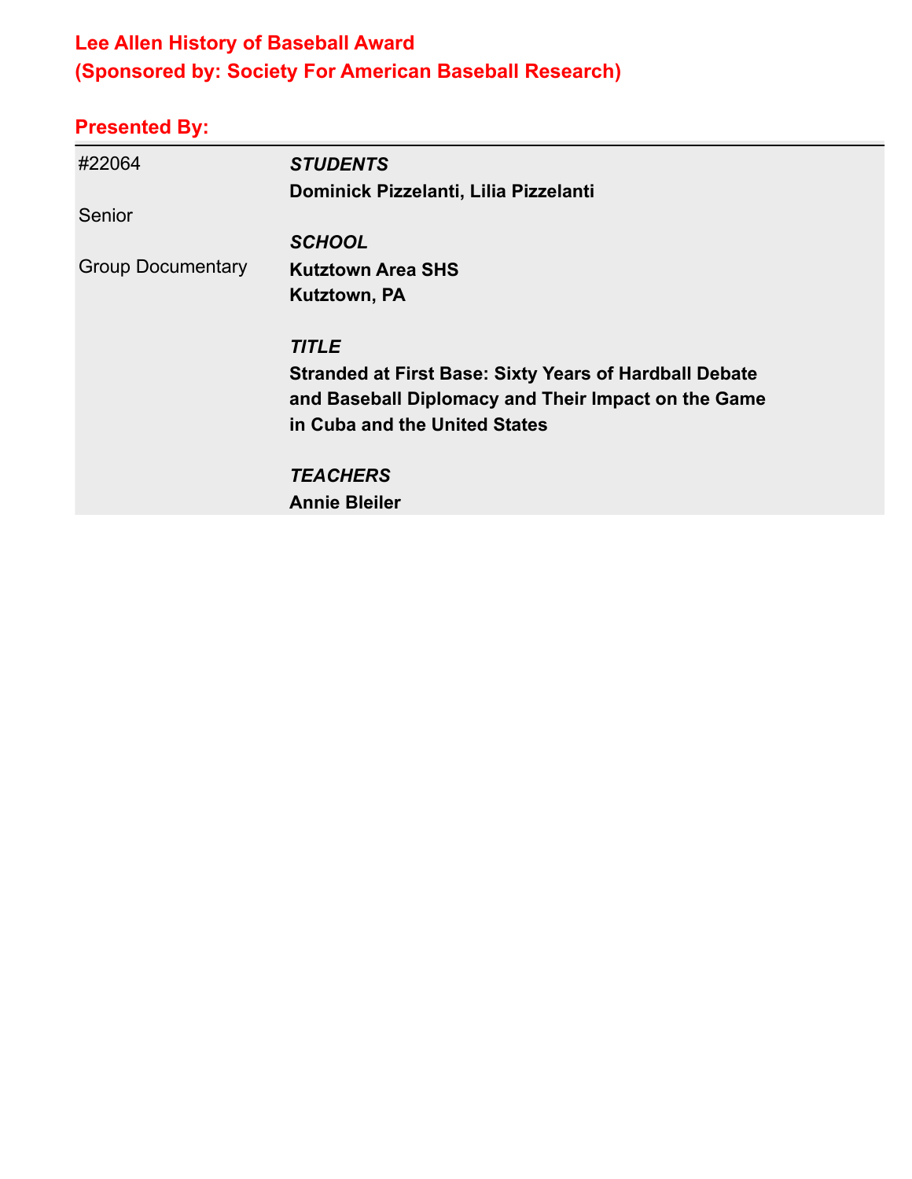## Lee Allen History of Baseball Award
## (Sponsored by: Society For American Baseball Research)

### Presented By:

| | |
|---|---|
| #22064<br><br>Senior<br><br>Group Documentary | ***STUDENTS***<br>**Dominick Pizzelanti, Lilia Pizzelanti**<br><br>***SCHOOL***<br>**Kutztown Area SHS**<br>**Kutztown, PA**<br><br>***TITLE***<br>**Stranded at First Base: Sixty Years of Hardball Debate and Baseball Diplomacy and Their Impact on the Game in Cuba and the United States**<br><br>***TEACHERS***<br>**Annie Bleiler** |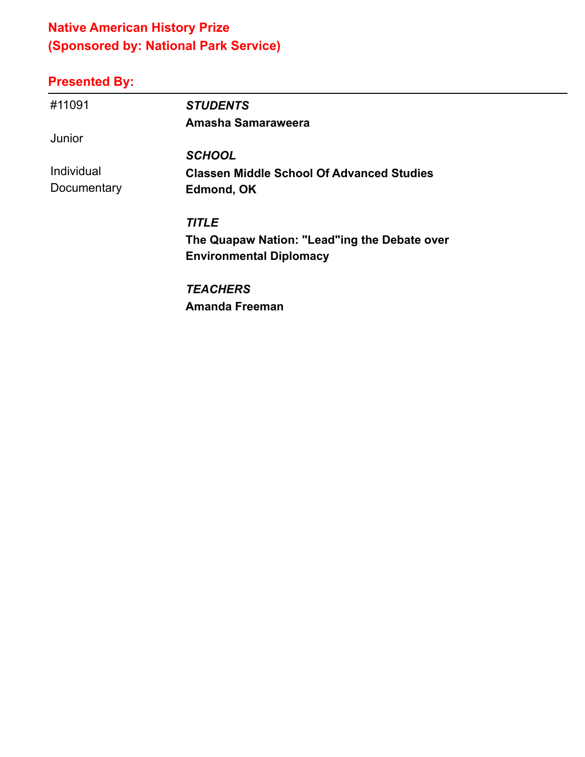## Native American History Prize
## (Sponsored by: National Park Service)

### Presented By:

---

#11091

Junior

Individual Documentary

***STUDENTS***
**Amasha Samaraweera**

***SCHOOL***
**Classen Middle School Of Advanced Studies**
**Edmond, OK**

***TITLE***
**The Quapaw Nation: "Lead"ing the Debate over Environmental Diplomacy**

***TEACHERS***
**Amanda Freeman**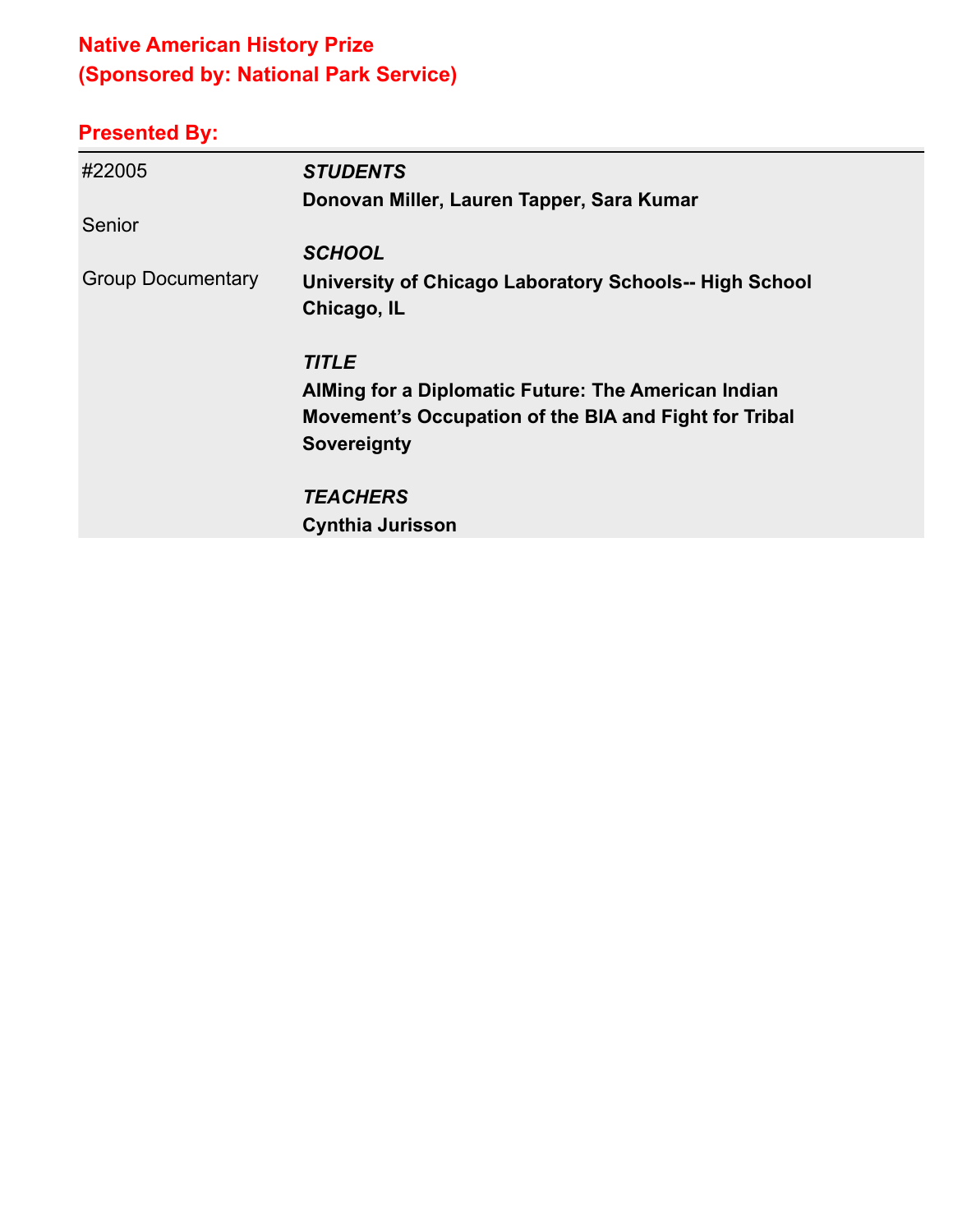## Native American History Prize
## (Sponsored by: National Park Service)

### Presented By:

| | |
|---|---|
| #22005 | ***STUDENTS*** |
| | **Donovan Miller, Lauren Tapper, Sara Kumar** |
| Senior | |
| | ***SCHOOL*** |
| Group Documentary | **University of Chicago Laboratory Schools-- High School** |
| | **Chicago, IL** |
| | ***TITLE*** |
| | **AIMing for a Diplomatic Future: The American Indian Movement's Occupation of the BIA and Fight for Tribal Sovereignty** |
| | ***TEACHERS*** |
| | **Cynthia Jurisson** |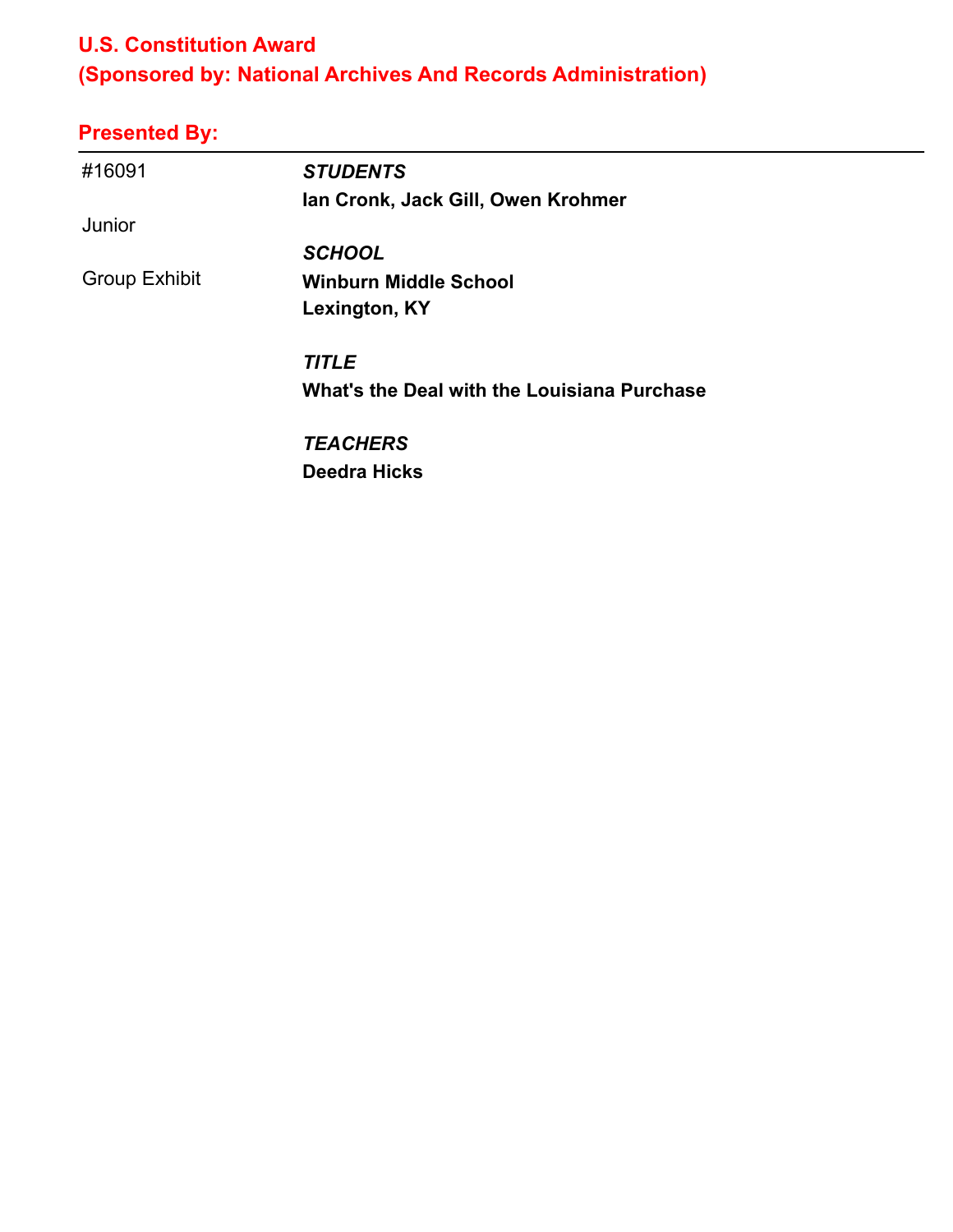## U.S. Constitution Award
## (Sponsored by: National Archives And Records Administration)

### Presented By:

---

| | |
|---|---|
| #16091 | ***STUDENTS*** |
| | **Ian Cronk, Jack Gill, Owen Krohmer** |
| Junior | |
| | ***SCHOOL*** |
| Group Exhibit | **Winburn Middle School** |
| | **Lexington, KY** |
| | ***TITLE*** |
| | **What's the Deal with the Louisiana Purchase** |
| | ***TEACHERS*** |
| | **Deedra Hicks** |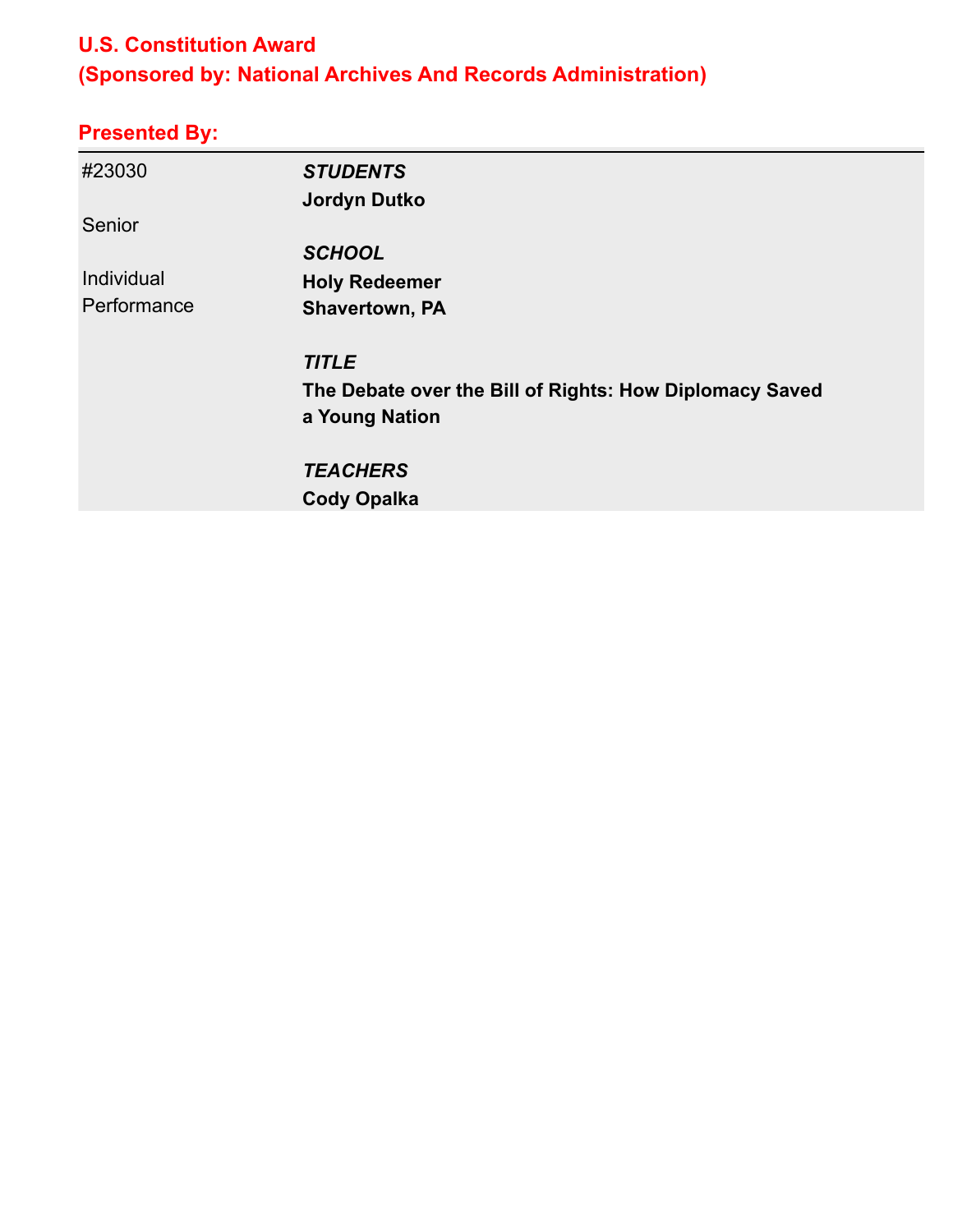## U.S. Constitution Award
## (Sponsored by: National Archives And Records Administration)

### Presented By:

| | |
|---|---|
| #23030 | ***STUDENTS*** |
| | **Jordyn Dutko** |
| Senior | |
| | ***SCHOOL*** |
| Individual Performance | **Holy Redeemer** |
| | **Shavertown, PA** |
| | ***TITLE*** |
| | **The Debate over the Bill of Rights: How Diplomacy Saved a Young Nation** |
| | ***TEACHERS*** |
| | **Cody Opalka** |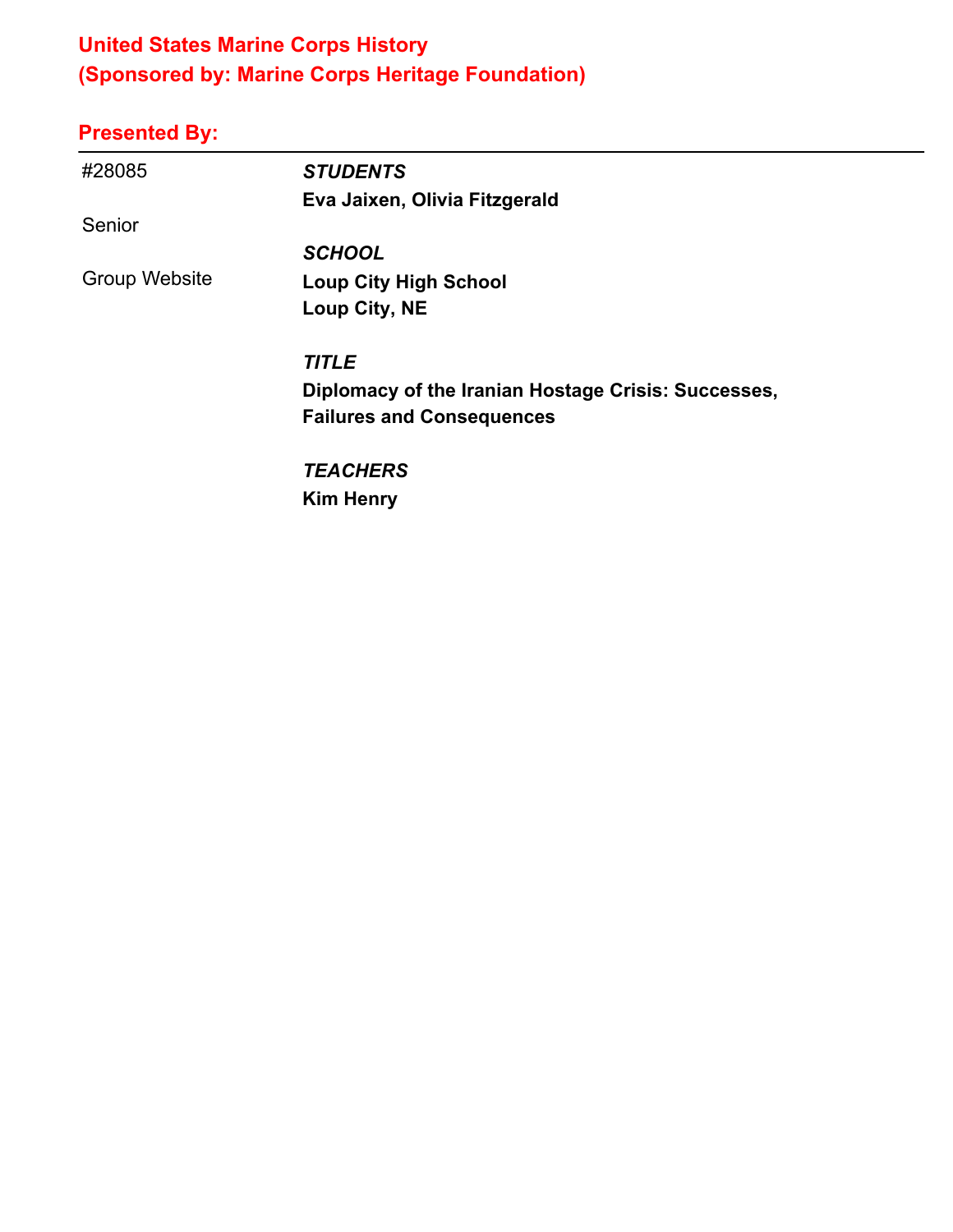## United States Marine Corps History
## (Sponsored by: Marine Corps Heritage Foundation)

### Presented By:

---

#28085

Senior

Group Website

***STUDENTS***
**Eva Jaixen, Olivia Fitzgerald**

***SCHOOL***
**Loup City High School**
**Loup City, NE**

***TITLE***
**Diplomacy of the Iranian Hostage Crisis: Successes, Failures and Consequences**

***TEACHERS***
**Kim Henry**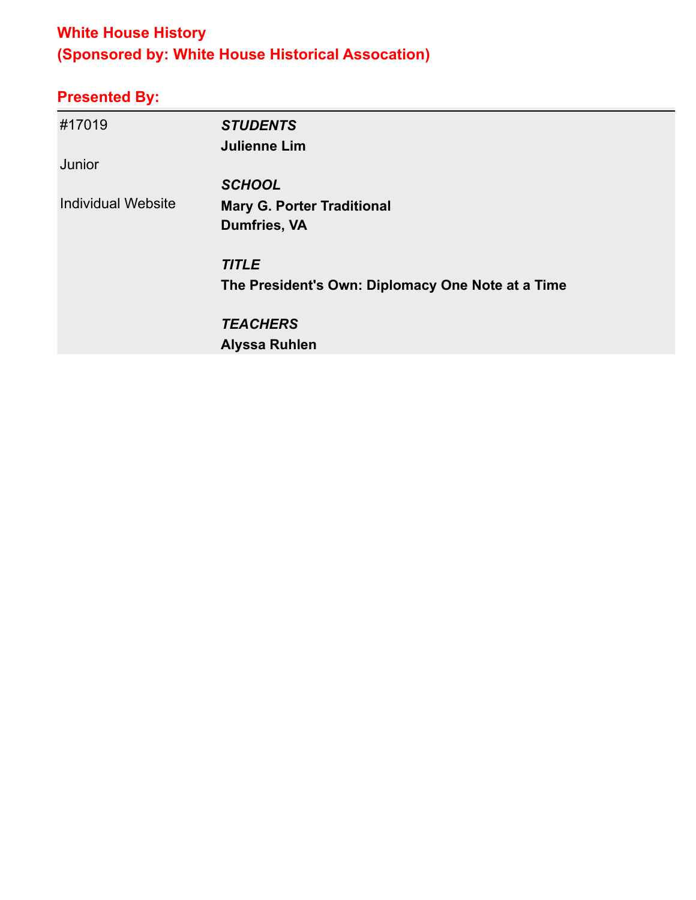## White House History
## (Sponsored by: White House Historical Assocation)

### Presented By:

| | |
|---|---|
| #17019 | ***STUDENTS*** |
| | **Julienne Lim** |
| Junior | |
| | ***SCHOOL*** |
| Individual Website | **Mary G. Porter Traditional** |
| | **Dumfries, VA** |
| | |
| | ***TITLE*** |
| | **The President's Own: Diplomacy One Note at a Time** |
| | |
| | ***TEACHERS*** |
| | **Alyssa Ruhlen** |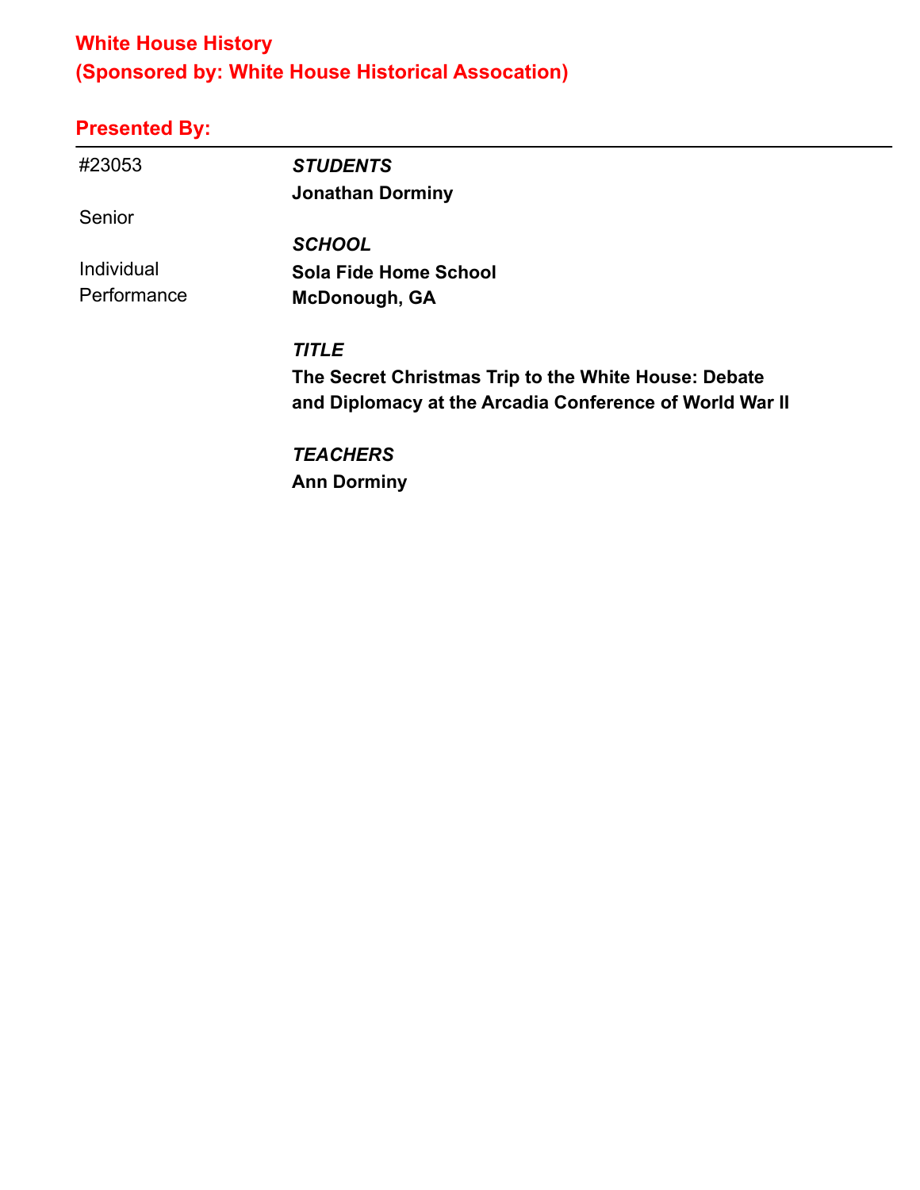## White House History
## (Sponsored by: White House Historical Assocation)

## Presented By:

---

#23053

Senior

Individual Performance

***STUDENTS***

**Jonathan Dorminy**

***SCHOOL***

**Sola Fide Home School**
**McDonough, GA**

***TITLE***

**The Secret Christmas Trip to the White House: Debate and Diplomacy at the Arcadia Conference of World War II**

***TEACHERS***

**Ann Dorminy**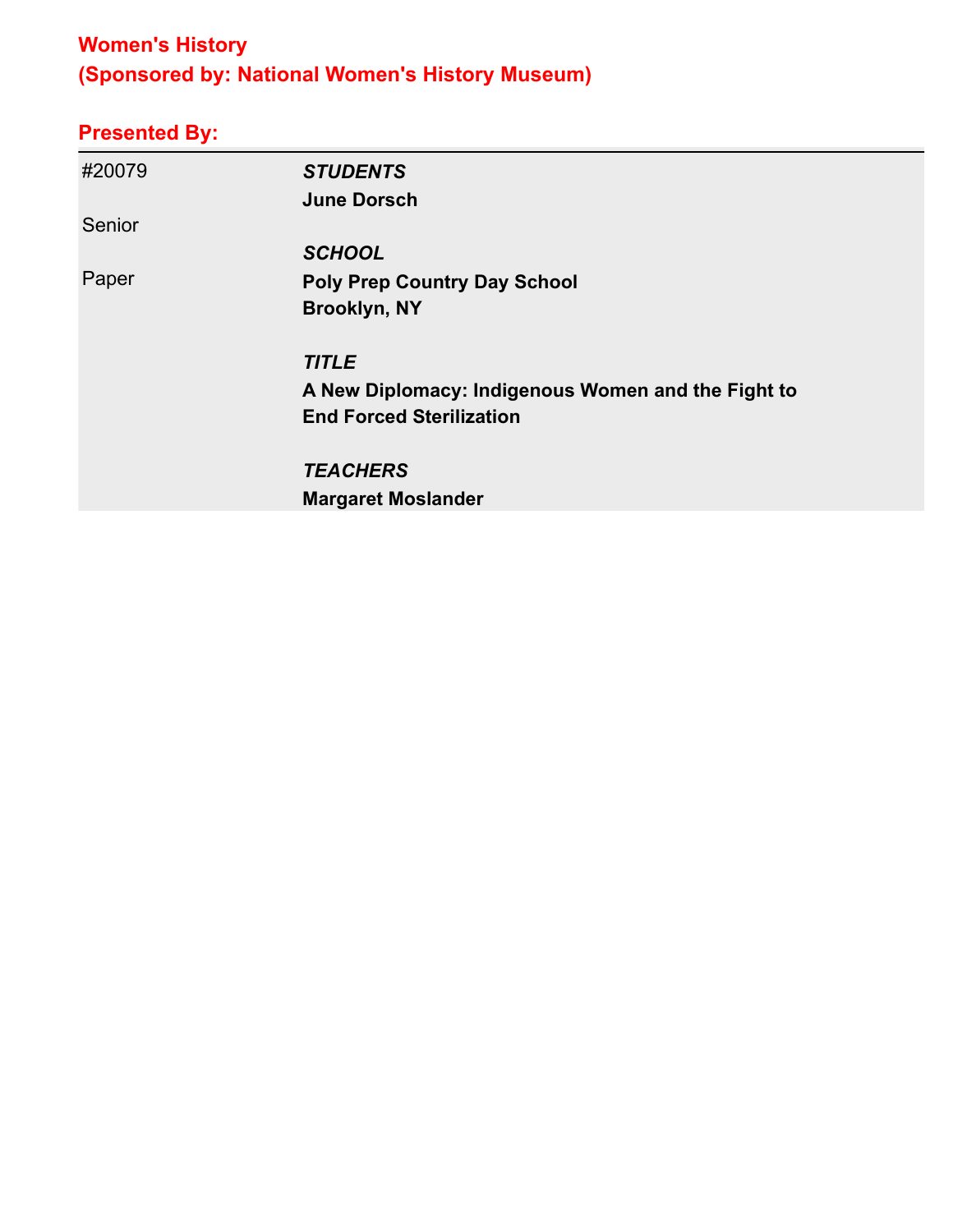## Women's History
## (Sponsored by: National Women's History Museum)

### Presented By:

| | |
|---|---|
| #20079 | ***STUDENTS*** |
| | **June Dorsch** |
| Senior | |
| | ***SCHOOL*** |
| Paper | **Poly Prep Country Day School** |
| | **Brooklyn, NY** |
| | |
| | ***TITLE*** |
| | **A New Diplomacy: Indigenous Women and the Fight to End Forced Sterilization** |
| | |
| | ***TEACHERS*** |
| | **Margaret Moslander** |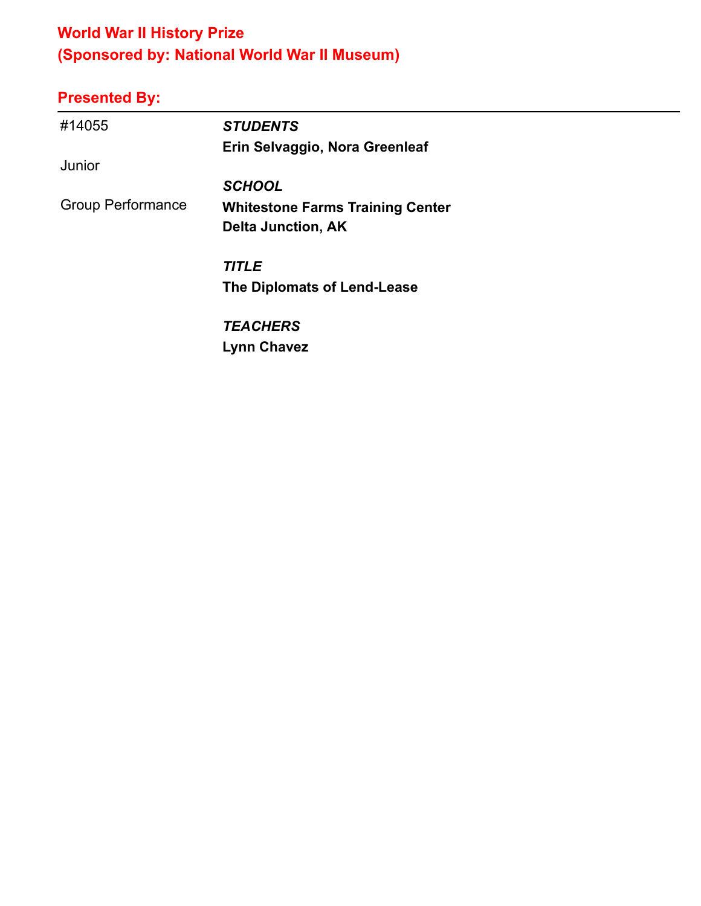## World War II History Prize
## (Sponsored by: National World War II Museum)

### Presented By:

| | |
|---|---|
| #14055 | ***STUDENTS*** |
| | **Erin Selvaggio, Nora Greenleaf** |
| Junior | |
| | ***SCHOOL*** |
| Group Performance | **Whitestone Farms Training Center** |
| | **Delta Junction, AK** |
| | ***TITLE*** |
| | **The Diplomats of Lend-Lease** |
| | ***TEACHERS*** |
| | **Lynn Chavez** |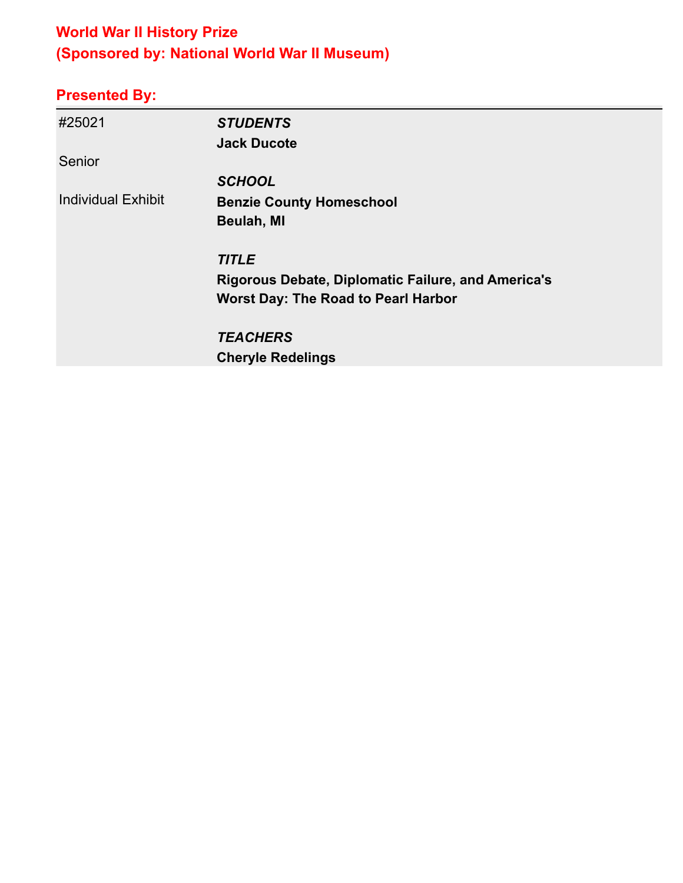## World War II History Prize
## (Sponsored by: National World War II Museum)

## Presented By:

| | |
|---|---|
| #25021<br><br>Senior<br><br>Individual Exhibit | ***STUDENTS***<br>**Jack Ducote**<br><br>***SCHOOL***<br>**Benzie County Homeschool**<br>**Beulah, MI**<br><br>***TITLE***<br>**Rigorous Debate, Diplomatic Failure, and America's Worst Day: The Road to Pearl Harbor**<br><br>***TEACHERS***<br>**Cheryle Redelings** |